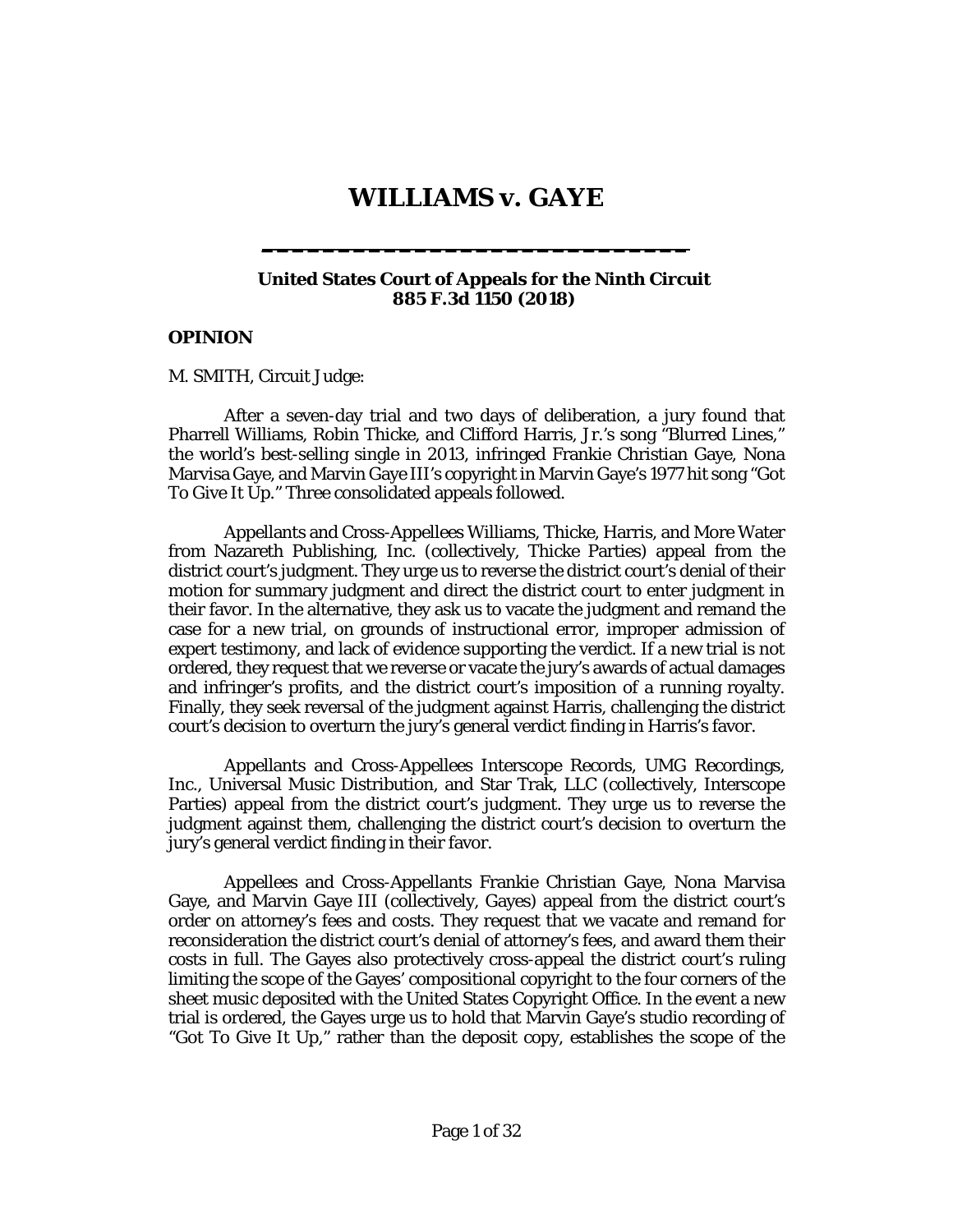# WILLIAMS v. GAYE

**United States Court of Appeals for the Ninth Circuit**
**885 F.3d 1150 (2018)**

## OPINION

M. SMITH, Circuit Judge:

After a seven-day trial and two days of deliberation, a jury found that Pharrell Williams, Robin Thicke, and Clifford Harris, Jr.'s song "Blurred Lines," the world's best-selling single in 2013, infringed Frankie Christian Gaye, Nona Marvisa Gaye, and Marvin Gaye III's copyright in Marvin Gaye's 1977 hit song "Got To Give It Up." Three consolidated appeals followed.

Appellants and Cross-Appellees Williams, Thicke, Harris, and More Water from Nazareth Publishing, Inc. (collectively, Thicke Parties) appeal from the district court's judgment. They urge us to reverse the district court's denial of their motion for summary judgment and direct the district court to enter judgment in their favor. In the alternative, they ask us to vacate the judgment and remand the case for a new trial, on grounds of instructional error, improper admission of expert testimony, and lack of evidence supporting the verdict. If a new trial is not ordered, they request that we reverse or vacate the jury's awards of actual damages and infringer's profits, and the district court's imposition of a running royalty. Finally, they seek reversal of the judgment against Harris, challenging the district court's decision to overturn the jury's general verdict finding in Harris's favor.

Appellants and Cross-Appellees Interscope Records, UMG Recordings, Inc., Universal Music Distribution, and Star Trak, LLC (collectively, Interscope Parties) appeal from the district court's judgment. They urge us to reverse the judgment against them, challenging the district court's decision to overturn the jury's general verdict finding in their favor.

Appellees and Cross-Appellants Frankie Christian Gaye, Nona Marvisa Gaye, and Marvin Gaye III (collectively, Gayes) appeal from the district court's order on attorney's fees and costs. They request that we vacate and remand for reconsideration the district court's denial of attorney's fees, and award them their costs in full. The Gayes also protectively cross-appeal the district court's ruling limiting the scope of the Gayes' compositional copyright to the four corners of the sheet music deposited with the United States Copyright Office. In the event a new trial is ordered, the Gayes urge us to hold that Marvin Gaye's studio recording of "Got To Give It Up," rather than the deposit copy, establishes the scope of the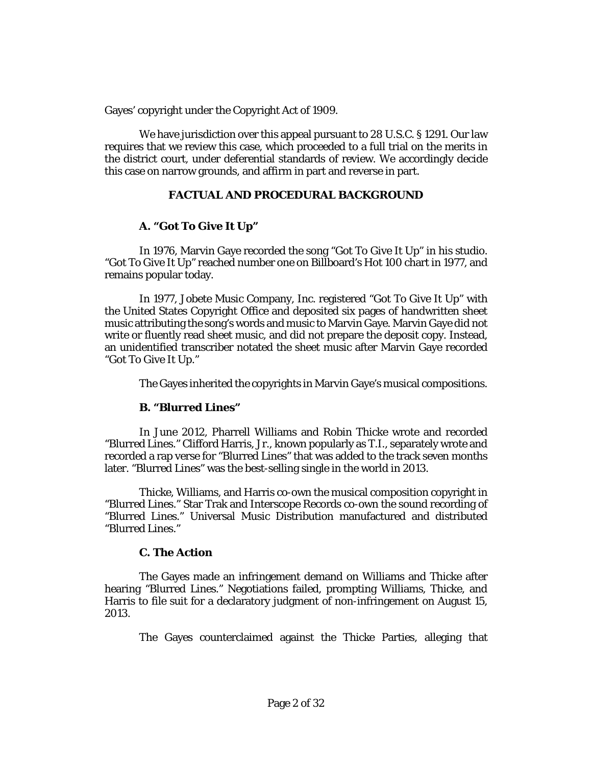Gayes' copyright under the Copyright Act of 1909.

We have jurisdiction over this appeal pursuant to 28 U.S.C. § 1291. Our law requires that we review this case, which proceeded to a full trial on the merits in the district court, under deferential standards of review. We accordingly decide this case on narrow grounds, and affirm in part and reverse in part.

## FACTUAL AND PROCEDURAL BACKGROUND

### A. "Got To Give It Up"

In 1976, Marvin Gaye recorded the song "Got To Give It Up" in his studio. "Got To Give It Up" reached number one on Billboard's Hot 100 chart in 1977, and remains popular today.

In 1977, Jobete Music Company, Inc. registered "Got To Give It Up" with the United States Copyright Office and deposited six pages of handwritten sheet music attributing the song's words and music to Marvin Gaye. Marvin Gaye did not write or fluently read sheet music, and did not prepare the deposit copy. Instead, an unidentified transcriber notated the sheet music after Marvin Gaye recorded "Got To Give It Up."

The Gayes inherited the copyrights in Marvin Gaye's musical compositions.

### B. "Blurred Lines"

In June 2012, Pharrell Williams and Robin Thicke wrote and recorded "Blurred Lines." Clifford Harris, Jr., known popularly as T.I., separately wrote and recorded a rap verse for "Blurred Lines" that was added to the track seven months later. "Blurred Lines" was the best-selling single in the world in 2013.

Thicke, Williams, and Harris co-own the musical composition copyright in "Blurred Lines." Star Trak and Interscope Records co-own the sound recording of "Blurred Lines." Universal Music Distribution manufactured and distributed "Blurred Lines."

### C. The Action

The Gayes made an infringement demand on Williams and Thicke after hearing "Blurred Lines." Negotiations failed, prompting Williams, Thicke, and Harris to file suit for a declaratory judgment of non-infringement on August 15, 2013.

The Gayes counterclaimed against the Thicke Parties, alleging that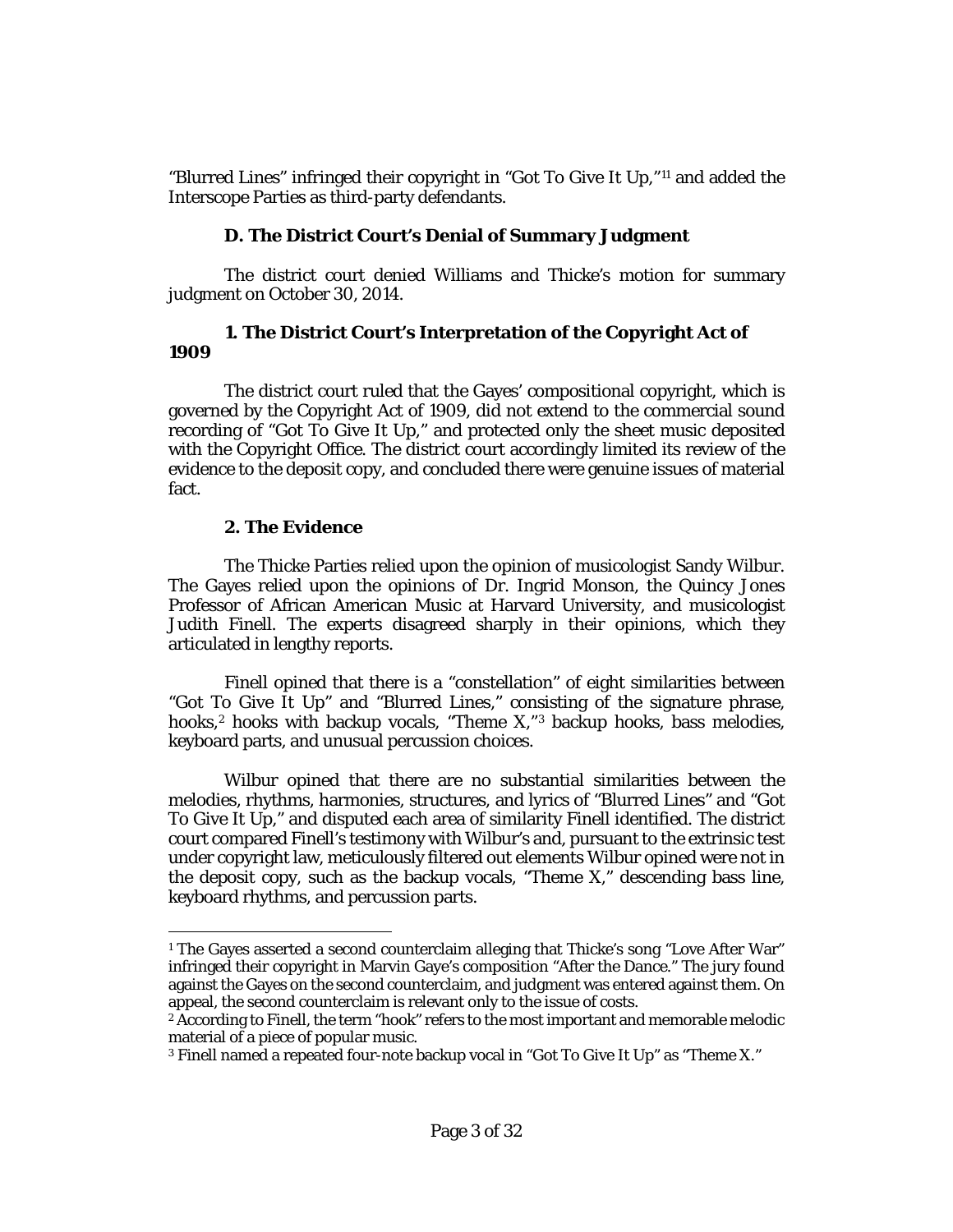"Blurred Lines" infringed their copyright in "Got To Give It Up,"[1] and added the Interscope Parties as third-party defendants.

### D. The District Court's Denial of Summary Judgment

The district court denied Williams and Thicke's motion for summary judgment on October 30, 2014.

#### 1. The District Court's Interpretation of the Copyright Act of 1909

The district court ruled that the Gayes' compositional copyright, which is governed by the Copyright Act of 1909, did not extend to the commercial sound recording of "Got To Give It Up," and protected only the sheet music deposited with the Copyright Office. The district court accordingly limited its review of the evidence to the deposit copy, and concluded there were genuine issues of material fact.

#### 2. The Evidence

The Thicke Parties relied upon the opinion of musicologist Sandy Wilbur. The Gayes relied upon the opinions of Dr. Ingrid Monson, the Quincy Jones Professor of African American Music at Harvard University, and musicologist Judith Finell. The experts disagreed sharply in their opinions, which they articulated in lengthy reports.

Finell opined that there is a "constellation" of eight similarities between "Got To Give It Up" and "Blurred Lines," consisting of the signature phrase, hooks,[2] hooks with backup vocals, "Theme X,"[3] backup hooks, bass melodies, keyboard parts, and unusual percussion choices.

Wilbur opined that there are no substantial similarities between the melodies, rhythms, harmonies, structures, and lyrics of "Blurred Lines" and "Got To Give It Up," and disputed each area of similarity Finell identified. The district court compared Finell's testimony with Wilbur's and, pursuant to the extrinsic test under copyright law, meticulously filtered out elements Wilbur opined were not in the deposit copy, such as the backup vocals, "Theme X," descending bass line, keyboard rhythms, and percussion parts.

---

[1] The Gayes asserted a second counterclaim alleging that Thicke's song "Love After War" infringed their copyright in Marvin Gaye's composition "After the Dance." The jury found against the Gayes on the second counterclaim, and judgment was entered against them. On appeal, the second counterclaim is relevant only to the issue of costs.

[2] According to Finell, the term "hook" refers to the most important and memorable melodic material of a piece of popular music.

[3] Finell named a repeated four-note backup vocal in "Got To Give It Up" as "Theme X."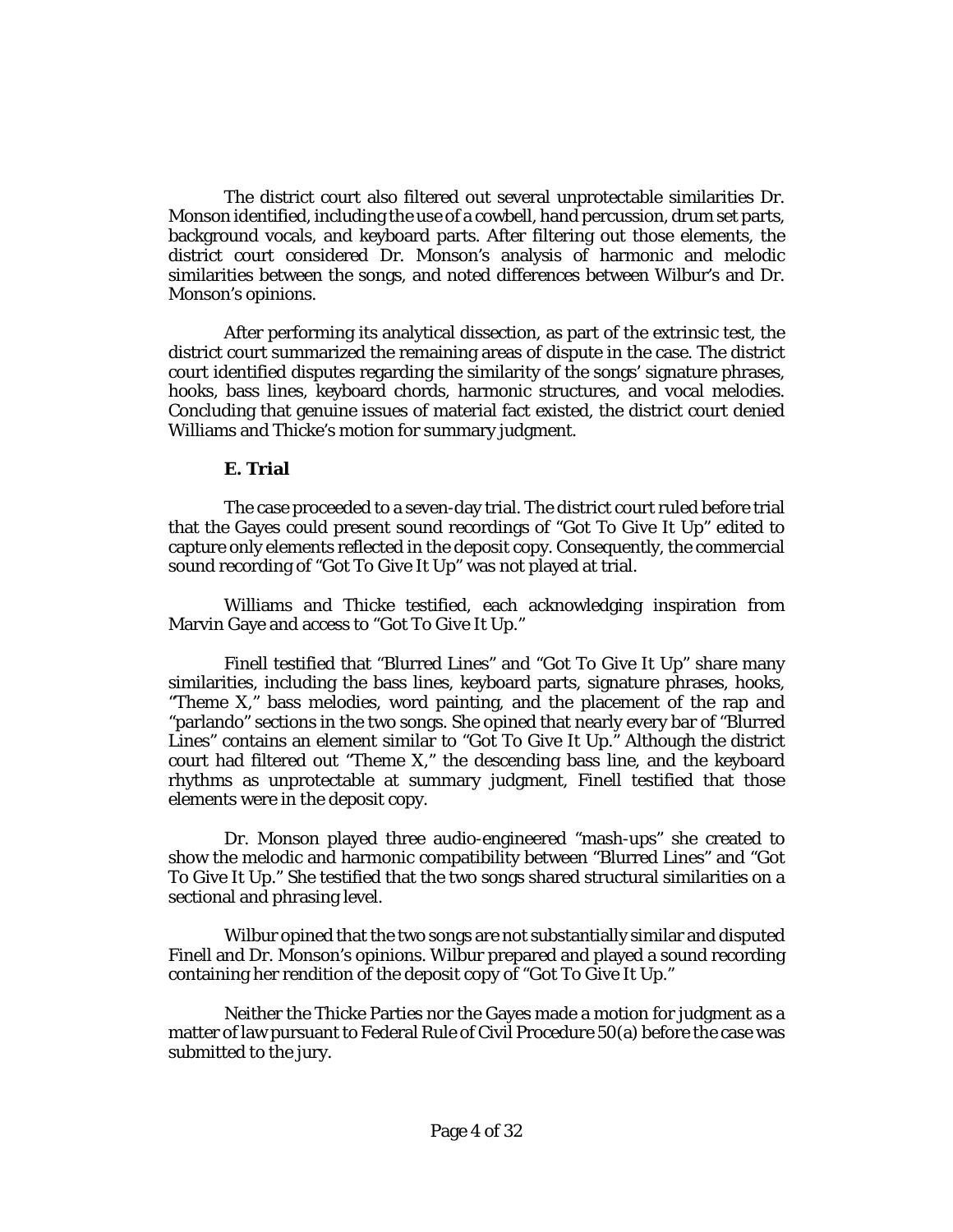The district court also filtered out several unprotectable similarities Dr. Monson identified, including the use of a cowbell, hand percussion, drum set parts, background vocals, and keyboard parts. After filtering out those elements, the district court considered Dr. Monson's analysis of harmonic and melodic similarities between the songs, and noted differences between Wilbur's and Dr. Monson's opinions.

After performing its analytical dissection, as part of the extrinsic test, the district court summarized the remaining areas of dispute in the case. The district court identified disputes regarding the similarity of the songs' signature phrases, hooks, bass lines, keyboard chords, harmonic structures, and vocal melodies. Concluding that genuine issues of material fact existed, the district court denied Williams and Thicke's motion for summary judgment.

### E. Trial

The case proceeded to a seven-day trial. The district court ruled before trial that the Gayes could present sound recordings of "Got To Give It Up" edited to capture only elements reflected in the deposit copy. Consequently, the commercial sound recording of "Got To Give It Up" was not played at trial.

Williams and Thicke testified, each acknowledging inspiration from Marvin Gaye and access to "Got To Give It Up."

Finell testified that "Blurred Lines" and "Got To Give It Up" share many similarities, including the bass lines, keyboard parts, signature phrases, hooks, "Theme X," bass melodies, word painting, and the placement of the rap and "parlando" sections in the two songs. She opined that nearly every bar of "Blurred Lines" contains an element similar to "Got To Give It Up." Although the district court had filtered out "Theme X," the descending bass line, and the keyboard rhythms as unprotectable at summary judgment, Finell testified that those elements were in the deposit copy.

Dr. Monson played three audio-engineered "mash-ups" she created to show the melodic and harmonic compatibility between "Blurred Lines" and "Got To Give It Up." She testified that the two songs shared structural similarities on a sectional and phrasing level.

Wilbur opined that the two songs are not substantially similar and disputed Finell and Dr. Monson's opinions. Wilbur prepared and played a sound recording containing her rendition of the deposit copy of "Got To Give It Up."

Neither the Thicke Parties nor the Gayes made a motion for judgment as a matter of law pursuant to Federal Rule of Civil Procedure 50(a) before the case was submitted to the jury.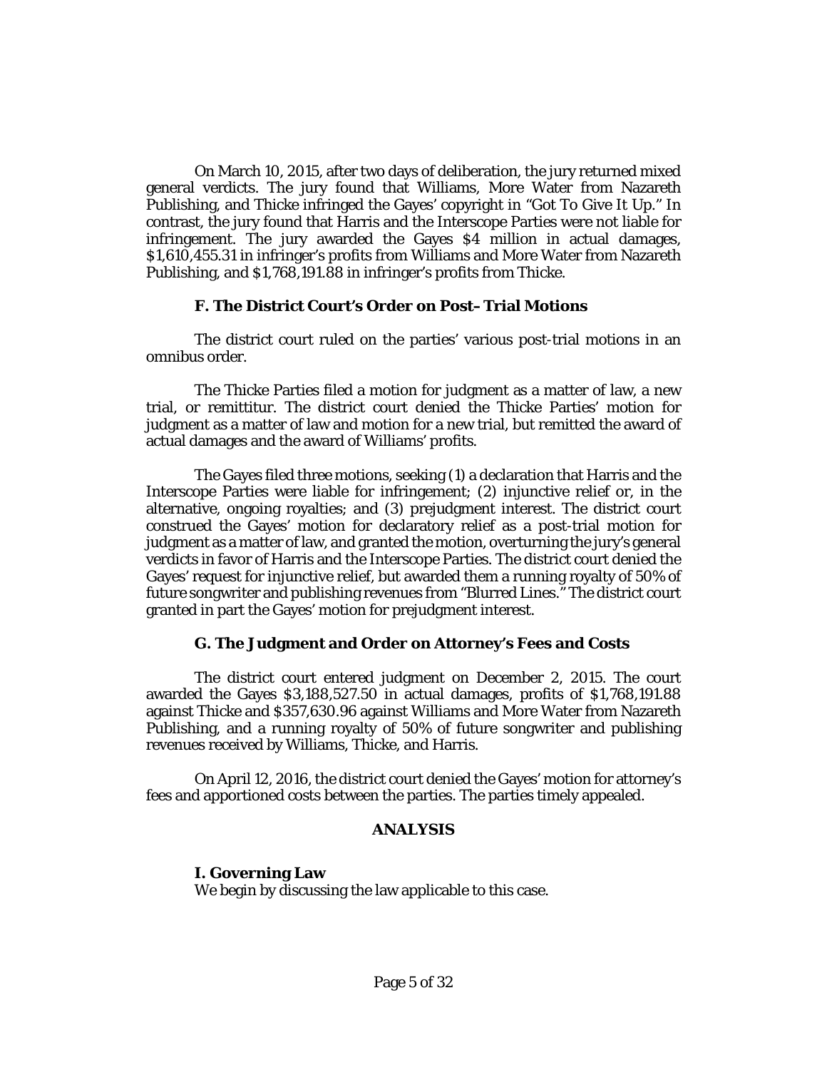On March 10, 2015, after two days of deliberation, the jury returned mixed general verdicts. The jury found that Williams, More Water from Nazareth Publishing, and Thicke infringed the Gayes' copyright in "Got To Give It Up." In contrast, the jury found that Harris and the Interscope Parties were not liable for infringement. The jury awarded the Gayes $4 million in actual damages, $1,610,455.31 in infringer's profits from Williams and More Water from Nazareth Publishing, and $1,768,191.88 in infringer's profits from Thicke.

### F. The District Court's Order on Post– Trial Motions

The district court ruled on the parties' various post-trial motions in an omnibus order.

The Thicke Parties filed a motion for judgment as a matter of law, a new trial, or remittitur. The district court denied the Thicke Parties' motion for judgment as a matter of law and motion for a new trial, but remitted the award of actual damages and the award of Williams' profits.

The Gayes filed three motions, seeking (1) a declaration that Harris and the Interscope Parties were liable for infringement; (2) injunctive relief or, in the alternative, ongoing royalties; and (3) prejudgment interest. The district court construed the Gayes' motion for declaratory relief as a post-trial motion for judgment as a matter of law, and granted the motion, overturning the jury's general verdicts in favor of Harris and the Interscope Parties. The district court denied the Gayes' request for injunctive relief, but awarded them a running royalty of 50% of future songwriter and publishing revenues from "Blurred Lines." The district court granted in part the Gayes' motion for prejudgment interest.

### G. The Judgment and Order on Attorney's Fees and Costs

The district court entered judgment on December 2, 2015. The court awarded the Gayes $3,188,527.50 in actual damages, profits of $1,768,191.88 against Thicke and $357,630.96 against Williams and More Water from Nazareth Publishing, and a running royalty of 50% of future songwriter and publishing revenues received by Williams, Thicke, and Harris.

On April 12, 2016, the district court denied the Gayes' motion for attorney's fees and apportioned costs between the parties. The parties timely appealed.

## ANALYSIS

### I. Governing Law

We begin by discussing the law applicable to this case.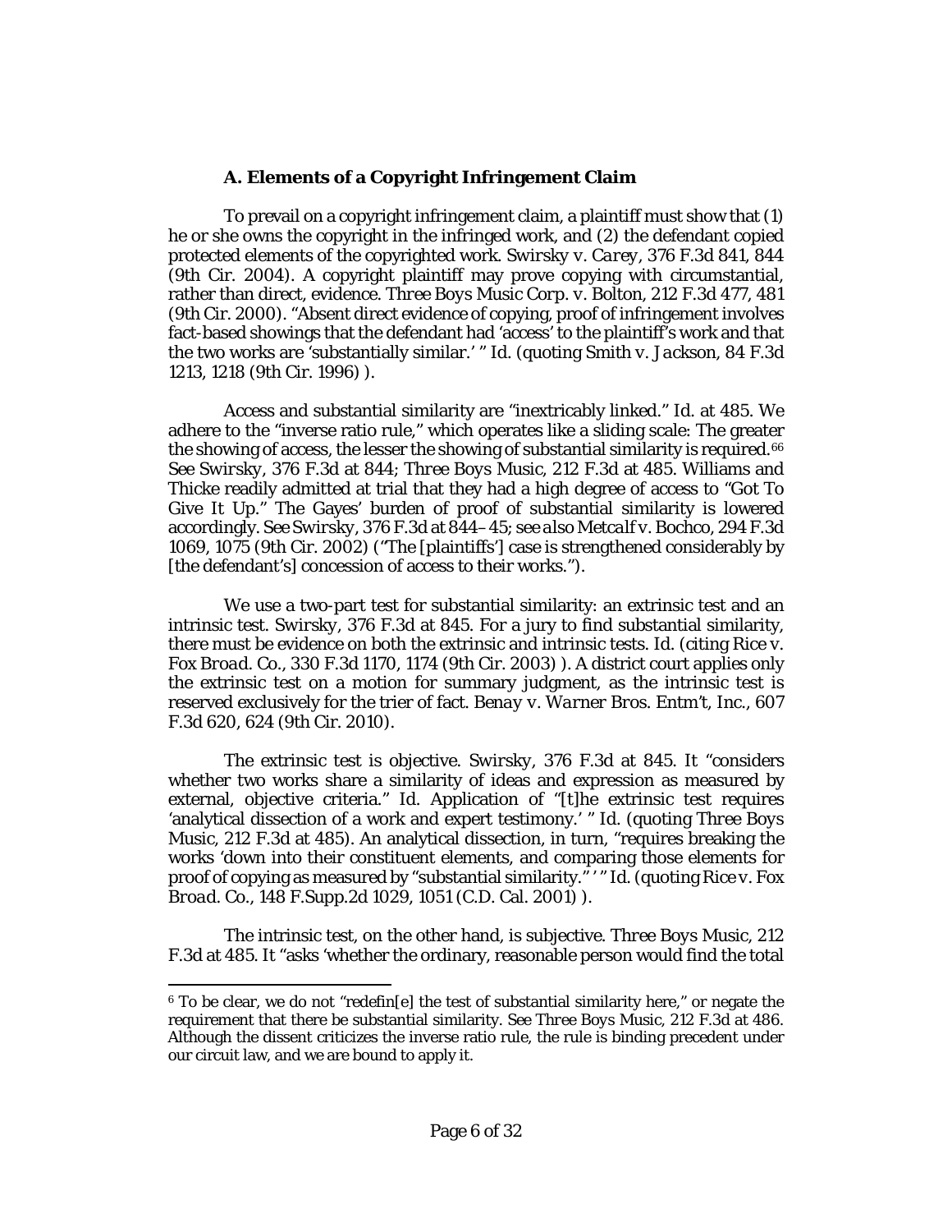### A. Elements of a Copyright Infringement Claim

To prevail on a copyright infringement claim, a plaintiff must show that (1) he or she owns the copyright in the infringed work, and (2) the defendant copied protected elements of the copyrighted work. *Swirsky v. Carey*, 376 F.3d 841, 844 (9th Cir. 2004). A copyright plaintiff may prove copying with circumstantial, rather than direct, evidence. *Three Boys Music Corp. v. Bolton*, 212 F.3d 477, 481 (9th Cir. 2000). "Absent direct evidence of copying, proof of infringement involves fact-based showings that the defendant had 'access' to the plaintiff's work and that the two works are 'substantially similar.' " *Id.* (quoting *Smith v. Jackson*, 84 F.3d 1213, 1218 (9th Cir. 1996) ).

Access and substantial similarity are "inextricably linked." *Id.* at 485. We adhere to the "inverse ratio rule," which operates like a sliding scale: The greater the showing of access, the lesser the showing of substantial similarity is required.[6] *See Swirsky*, 376 F.3d at 844; *Three Boys Music*, 212 F.3d at 485. Williams and Thicke readily admitted at trial that they had a high degree of access to "Got To Give It Up." The Gayes' burden of proof of substantial similarity is lowered accordingly. *See Swirsky*, 376 F.3d at 844–45; *see also Metcalf v. Bochco*, 294 F.3d 1069, 1075 (9th Cir. 2002) ("The [plaintiffs'] case is strengthened considerably by [the defendant's] concession of access to their works.").

We use a two-part test for substantial similarity: an extrinsic test and an intrinsic test. *Swirsky*, 376 F.3d at 845. For a jury to find substantial similarity, there must be evidence on both the extrinsic and intrinsic tests. *Id.* (citing *Rice v. Fox Broad. Co.*, 330 F.3d 1170, 1174 (9th Cir. 2003) ). A district court applies only the extrinsic test on a motion for summary judgment, as the intrinsic test is reserved exclusively for the trier of fact. *Benay v. Warner Bros. Entm't, Inc.*, 607 F.3d 620, 624 (9th Cir. 2010).

The extrinsic test is objective. *Swirsky*, 376 F.3d at 845. It "considers whether two works share a similarity of ideas and expression as measured by external, objective criteria." *Id.* Application of "[t]he extrinsic test requires 'analytical dissection of a work and expert testimony.' " *Id.* (quoting *Three Boys Music*, 212 F.3d at 485). An analytical dissection, in turn, "requires breaking the works 'down into their constituent elements, and comparing those elements for proof of copying as measured by "substantial similarity." ' " *Id.* (quoting *Rice v. Fox Broad. Co.*, 148 F.Supp.2d 1029, 1051 (C.D. Cal. 2001) ).

The intrinsic test, on the other hand, is subjective. *Three Boys Music*, 212 F.3d at 485. It "asks 'whether the ordinary, reasonable person would find the total

---

[6] To be clear, we do not "redefin[e] the test of substantial similarity here," or negate the requirement that there be substantial similarity. *See Three Boys Music*, 212 F.3d at 486. Although the dissent criticizes the inverse ratio rule, the rule is binding precedent under our circuit law, and we are bound to apply it.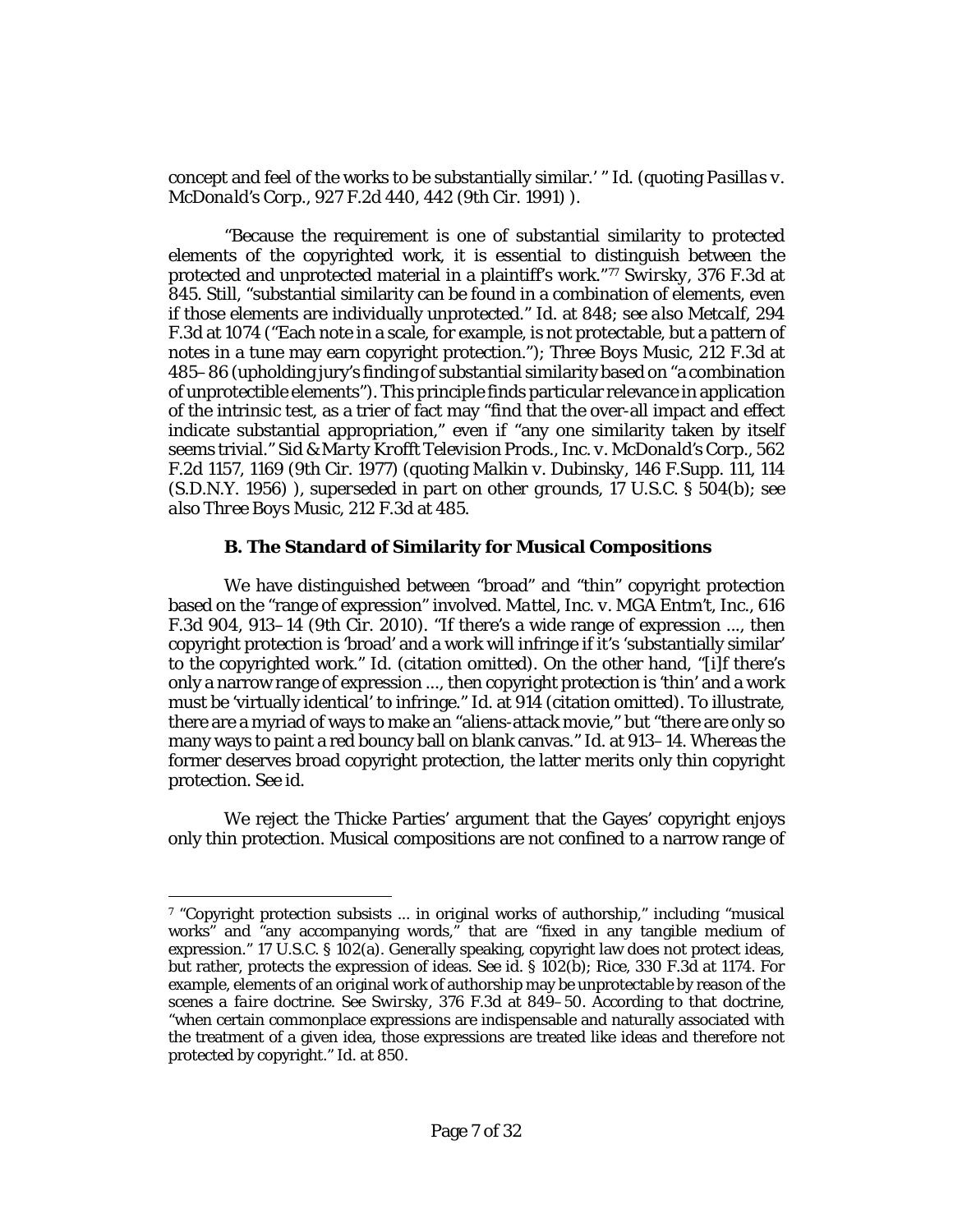concept and feel of the works to be substantially similar.' " *Id.* (quoting *Pasillas v. McDonald's Corp.*, 927 F.2d 440, 442 (9th Cir. 1991) ).

"Because the requirement is one of substantial similarity to protected elements of the copyrighted work, it is essential to distinguish between the protected and unprotected material in a plaintiff's work."[7] *Swirsky*, 376 F.3d at 845. Still, "substantial similarity can be found in a combination of elements, even if those elements are individually unprotected." *Id.* at 848; *see also Metcalf*, 294 F.3d at 1074 ("Each note in a scale, for example, is not protectable, but a pattern of notes in a tune may earn copyright protection."); *Three Boys Music*, 212 F.3d at 485–86 (upholding jury's finding of substantial similarity based on "a combination of unprotectible elements"). This principle finds particular relevance in application of the intrinsic test, as a trier of fact may "find that the over-all impact and effect indicate substantial appropriation," even if "any one similarity taken by itself seems trivial." *Sid & Marty Krofft Television Prods., Inc. v. McDonald's Corp.*, 562 F.2d 1157, 1169 (9th Cir. 1977) (quoting *Malkin v. Dubinsky*, 146 F.Supp. 111, 114 (S.D.N.Y. 1956) ), *superseded in part on other grounds*, 17 U.S.C. § 504(b); *see also Three Boys Music*, 212 F.3d at 485.

### B. The Standard of Similarity for Musical Compositions

We have distinguished between "broad" and "thin" copyright protection based on the "range of expression" involved. *Mattel, Inc. v. MGA Entm't, Inc.*, 616 F.3d 904, 913–14 (9th Cir. 2010). "If there's a wide range of expression ..., then copyright protection is 'broad' and a work will infringe if it's 'substantially similar' to the copyrighted work." *Id.* (citation omitted). On the other hand, "[i]f there's only a narrow range of expression ..., then copyright protection is 'thin' and a work must be 'virtually identical' to infringe." *Id.* at 914 (citation omitted). To illustrate, there are a myriad of ways to make an "aliens-attack movie," but "there are only so many ways to paint a red bouncy ball on blank canvas." *Id.* at 913–14. Whereas the former deserves broad copyright protection, the latter merits only thin copyright protection. *See id.*

We reject the Thicke Parties' argument that the Gayes' copyright enjoys only thin protection. Musical compositions are not confined to a narrow range of

---

[7] "Copyright protection subsists ... in original works of authorship," including "musical works" and "any accompanying words," that are "fixed in any tangible medium of expression." 17 U.S.C. § 102(a). Generally speaking, copyright law does not protect ideas, but rather, protects the expression of ideas. *See id.* § 102(b); *Rice*, 330 F.3d at 1174. For example, elements of an original work of authorship may be unprotectable by reason of the *scenes a faire* doctrine. *See Swirsky*, 376 F.3d at 849–50. According to that doctrine, "when certain commonplace expressions are indispensable and naturally associated with the treatment of a given idea, those expressions are treated like ideas and therefore not protected by copyright." *Id.* at 850.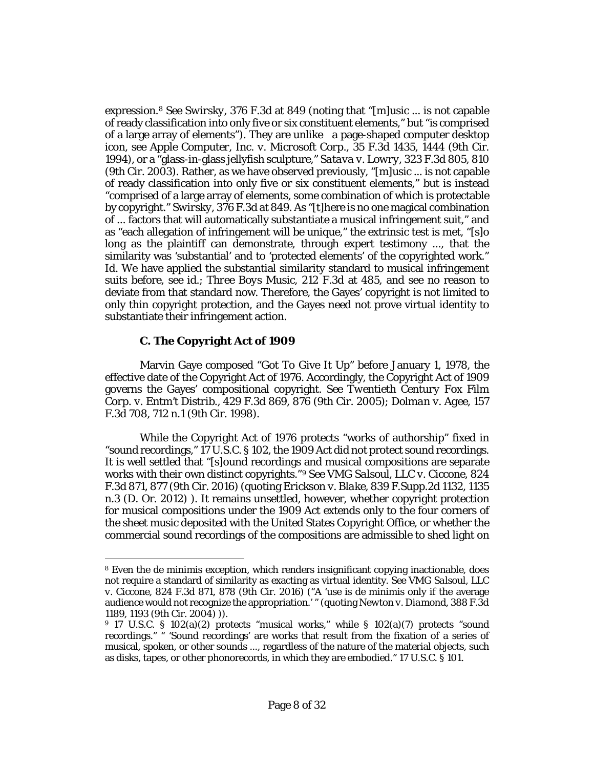expression.[8] See *Swirsky*, 376 F.3d at 849 (noting that "[m]usic ... is not capable of ready classification into only five or six constituent elements," but "is comprised of a large array of elements"). They are unlike a page-shaped computer desktop icon, see *Apple Computer, Inc. v. Microsoft Corp.*, 35 F.3d 1435, 1444 (9th Cir. 1994), or a "glass-in-glass jellyfish sculpture," *Satava v. Lowry*, 323 F.3d 805, 810 (9th Cir. 2003). Rather, as we have observed previously, "[m]usic ... is not capable of ready classification into only five or six constituent elements," but is instead "comprised of a large array of elements, some combination of which is protectable by copyright." *Swirsky*, 376 F.3d at 849. As "[t]here is no one magical combination of ... factors that will automatically substantiate a musical infringement suit," and as "each allegation of infringement will be unique," the extrinsic test is met, "[s]o long as the plaintiff can demonstrate, through expert testimony ..., that the similarity was 'substantial' and to 'protected elements' of the copyrighted work." *Id.* We have applied the substantial similarity standard to musical infringement suits before, see *id.*; *Three Boys Music*, 212 F.3d at 485, and see no reason to deviate from that standard now. Therefore, the Gayes' copyright is not limited to only thin copyright protection, and the Gayes need not prove virtual identity to substantiate their infringement action.

### C. The Copyright Act of 1909

Marvin Gaye composed "Got To Give It Up" before January 1, 1978, the effective date of the Copyright Act of 1976. Accordingly, the Copyright Act of 1909 governs the Gayes' compositional copyright. See *Twentieth Century Fox Film Corp. v. Entm't Distrib.*, 429 F.3d 869, 876 (9th Cir. 2005); *Dolman v. Agee*, 157 F.3d 708, 712 n.1 (9th Cir. 1998).

While the Copyright Act of 1976 protects "works of authorship" fixed in "sound recordings," 17 U.S.C. § 102, the 1909 Act did not protect sound recordings. It is well settled that "[s]ound recordings and musical compositions are separate works with their own distinct copyrights."[9] See *VMG Salsoul, LLC v. Ciccone*, 824 F.3d 871, 877 (9th Cir. 2016) (quoting *Erickson v. Blake*, 839 F.Supp.2d 1132, 1135 n.3 (D. Or. 2012) ). It remains unsettled, however, whether copyright protection for musical compositions under the 1909 Act extends only to the four corners of the sheet music deposited with the United States Copyright Office, or whether the commercial sound recordings of the compositions are admissible to shed light on

---

[8] Even the de minimis exception, which renders insignificant copying inactionable, does not require a standard of similarity as exacting as virtual identity. See *VMG Salsoul, LLC v. Ciccone*, 824 F.3d 871, 878 (9th Cir. 2016) ("A 'use is de minimis only if the average audience would not recognize the appropriation.' " (quoting *Newton v. Diamond*, 388 F.3d 1189, 1193 (9th Cir. 2004) )).

[9] 17 U.S.C. § 102(a)(2) protects "musical works," while § 102(a)(7) protects "sound recordings." " 'Sound recordings' are works that result from the fixation of a series of musical, spoken, or other sounds ..., regardless of the nature of the material objects, such as disks, tapes, or other phonorecords, in which they are embodied." 17 U.S.C. § 101.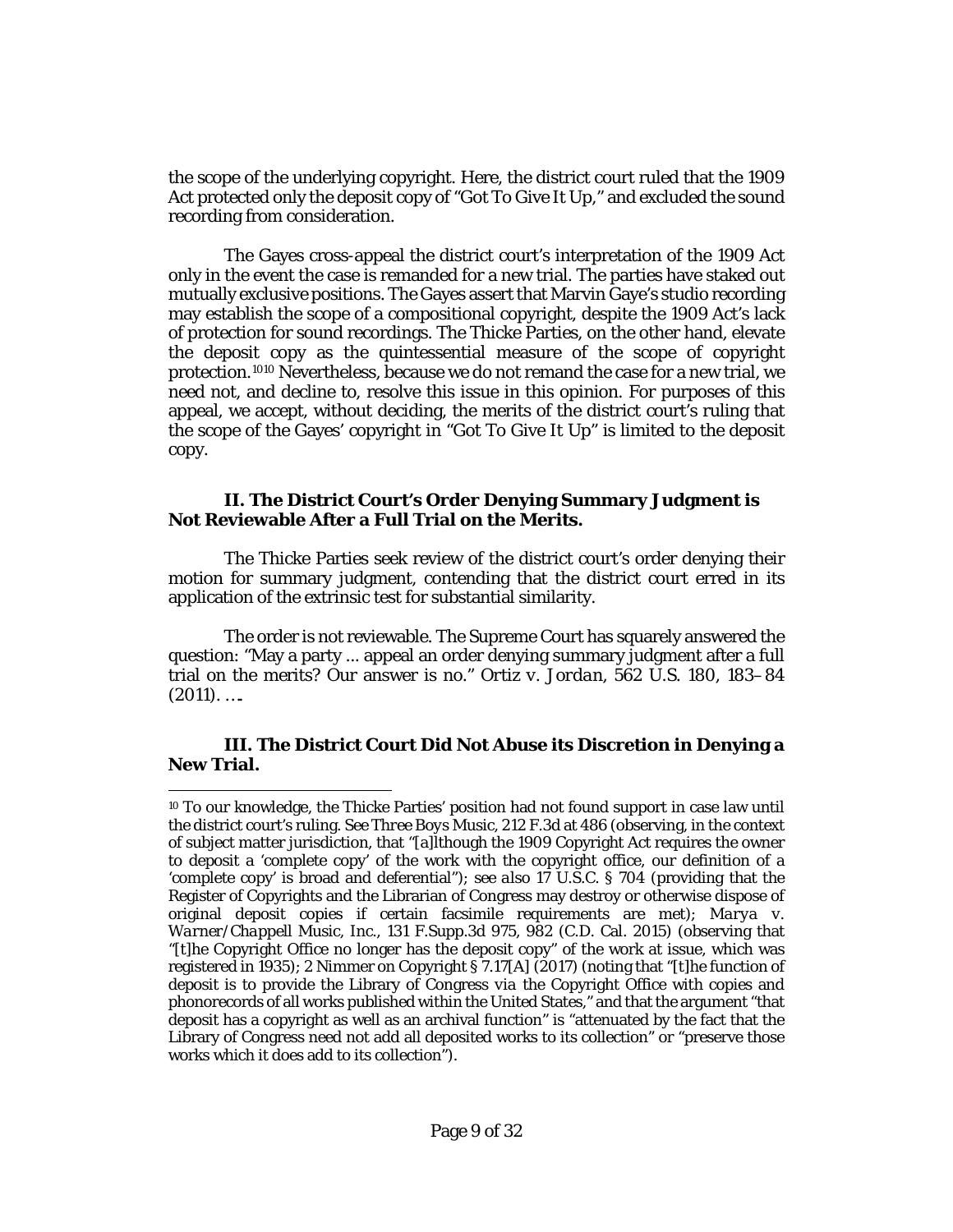the scope of the underlying copyright. Here, the district court ruled that the 1909 Act protected only the deposit copy of "Got To Give It Up," and excluded the sound recording from consideration.

The Gayes cross-appeal the district court's interpretation of the 1909 Act only in the event the case is remanded for a new trial. The parties have staked out mutually exclusive positions. The Gayes assert that Marvin Gaye's studio recording may establish the scope of a compositional copyright, despite the 1909 Act's lack of protection for sound recordings. The Thicke Parties, on the other hand, elevate the deposit copy as the quintessential measure of the scope of copyright protection.[10] Nevertheless, because we do not remand the case for a new trial, we need not, and decline to, resolve this issue in this opinion. For purposes of this appeal, we accept, without deciding, the merits of the district court's ruling that the scope of the Gayes' copyright in "Got To Give It Up" is limited to the deposit copy.

### II. The District Court's Order Denying Summary Judgment is Not Reviewable After a Full Trial on the Merits.

The Thicke Parties seek review of the district court's order denying their motion for summary judgment, contending that the district court erred in its application of the extrinsic test for substantial similarity.

The order is not reviewable. The Supreme Court has squarely answered the question: "May a party ... appeal an order denying summary judgment after a full trial on the merits? Our answer is no." *Ortiz v. Jordan*, 562 U.S. 180, 183–84 (2011). ….

### III. The District Court Did Not Abuse its Discretion in Denying a New Trial.

---

[10] To our knowledge, the Thicke Parties' position had not found support in case law until the district court's ruling. *See Three Boys Music*, 212 F.3d at 486 (observing, in the context of subject matter jurisdiction, that "[a]lthough the 1909 Copyright Act requires the owner to deposit a 'complete copy' of the work with the copyright office, our definition of a 'complete copy' is broad and deferential"); *see also* 17 U.S.C. § 704 (providing that the Register of Copyrights and the Librarian of Congress may destroy or otherwise dispose of original deposit copies if certain facsimile requirements are met); *Marya v. Warner/Chappell Music, Inc.*, 131 F.Supp.3d 975, 982 (C.D. Cal. 2015) (observing that "[t]he Copyright Office no longer has the deposit copy" of the work at issue, which was registered in 1935); 2 Nimmer on Copyright § 7.17[A] (2017) (noting that "[t]he function of deposit is to provide the Library of Congress via the Copyright Office with copies and phonorecords of all works published within the United States," and that the argument "that deposit has a copyright as well as an archival function" is "attenuated by the fact that the Library of Congress need not add all deposited works to its collection" or "preserve those works which it does add to its collection").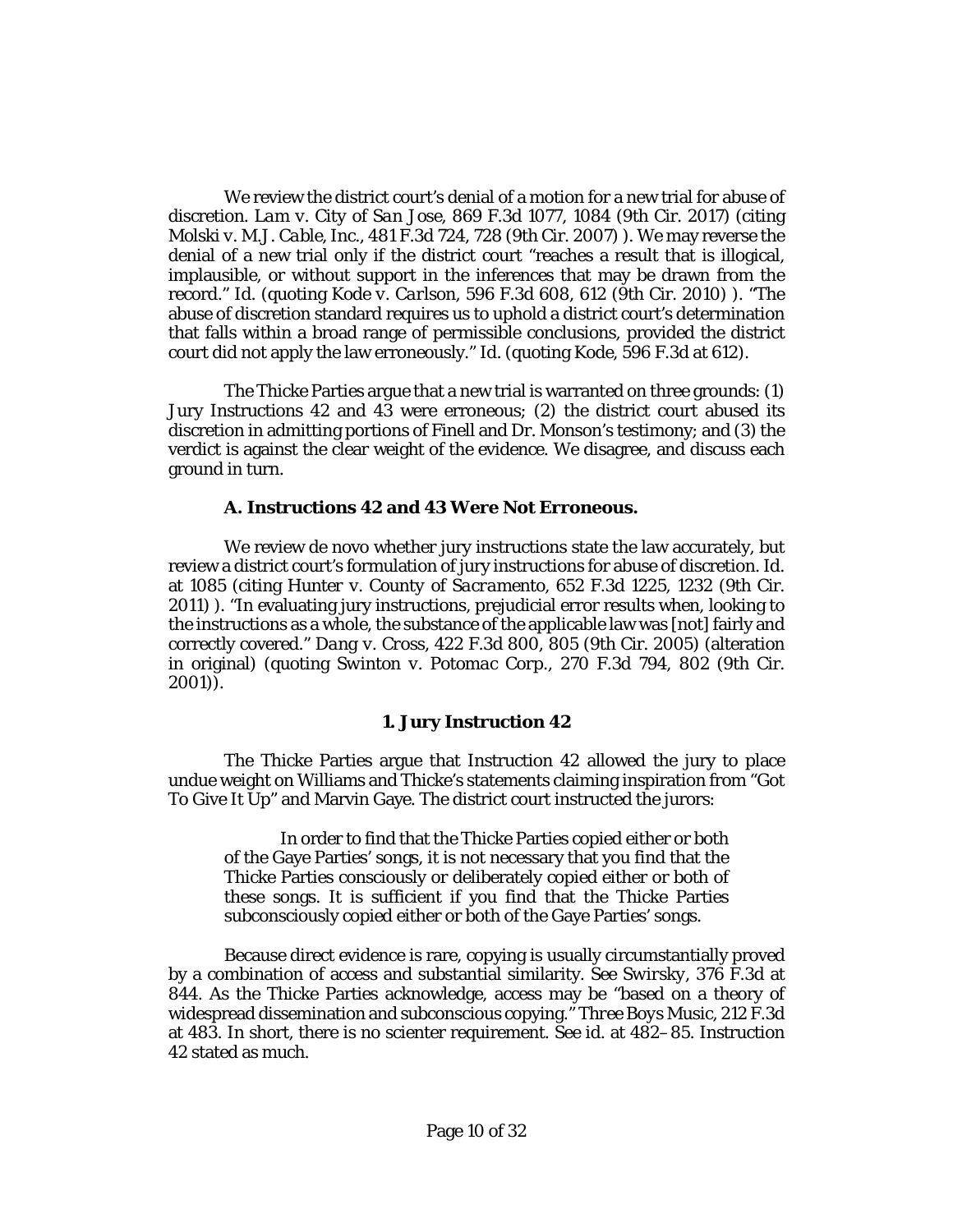We review the district court's denial of a motion for a new trial for abuse of discretion. *Lam v. City of San Jose*, 869 F.3d 1077, 1084 (9th Cir. 2017) (citing *Molski v. M.J. Cable, Inc.*, 481 F.3d 724, 728 (9th Cir. 2007) ). We may reverse the denial of a new trial only if the district court "reaches a result that is illogical, implausible, or without support in the inferences that may be drawn from the record." *Id.* (quoting *Kode v. Carlson*, 596 F.3d 608, 612 (9th Cir. 2010) ). "The abuse of discretion standard requires us to uphold a district court's determination that falls within a broad range of permissible conclusions, provided the district court did not apply the law erroneously." *Id.* (quoting *Kode*, 596 F.3d at 612).

The Thicke Parties argue that a new trial is warranted on three grounds: (1) Jury Instructions 42 and 43 were erroneous; (2) the district court abused its discretion in admitting portions of Finell and Dr. Monson's testimony; and (3) the verdict is against the clear weight of the evidence. We disagree, and discuss each ground in turn.

### A. Instructions 42 and 43 Were Not Erroneous.

We review de novo whether jury instructions state the law accurately, but review a district court's formulation of jury instructions for abuse of discretion. *Id.* at 1085 (citing *Hunter v. County of Sacramento*, 652 F.3d 1225, 1232 (9th Cir. 2011) ). "In evaluating jury instructions, prejudicial error results when, looking to the instructions as a whole, the substance of the applicable law was [not] fairly and correctly covered." *Dang v. Cross*, 422 F.3d 800, 805 (9th Cir. 2005) (alteration in original) (quoting *Swinton v. Potomac Corp.*, 270 F.3d 794, 802 (9th Cir. 2001)).

#### 1. Jury Instruction 42

The Thicke Parties argue that Instruction 42 allowed the jury to place undue weight on Williams and Thicke's statements claiming inspiration from "Got To Give It Up" and Marvin Gaye. The district court instructed the jurors:

> In order to find that the Thicke Parties copied either or both of the Gaye Parties' songs, it is not necessary that you find that the Thicke Parties consciously or deliberately copied either or both of these songs. It is sufficient if you find that the Thicke Parties subconsciously copied either or both of the Gaye Parties' songs.

Because direct evidence is rare, copying is usually circumstantially proved by a combination of access and substantial similarity. *See Swirsky*, 376 F.3d at 844. As the Thicke Parties acknowledge, access may be "based on a theory of widespread dissemination and subconscious copying." *Three Boys Music*, 212 F.3d at 483. In short, there is no scienter requirement. *See id.* at 482–85. Instruction 42 stated as much.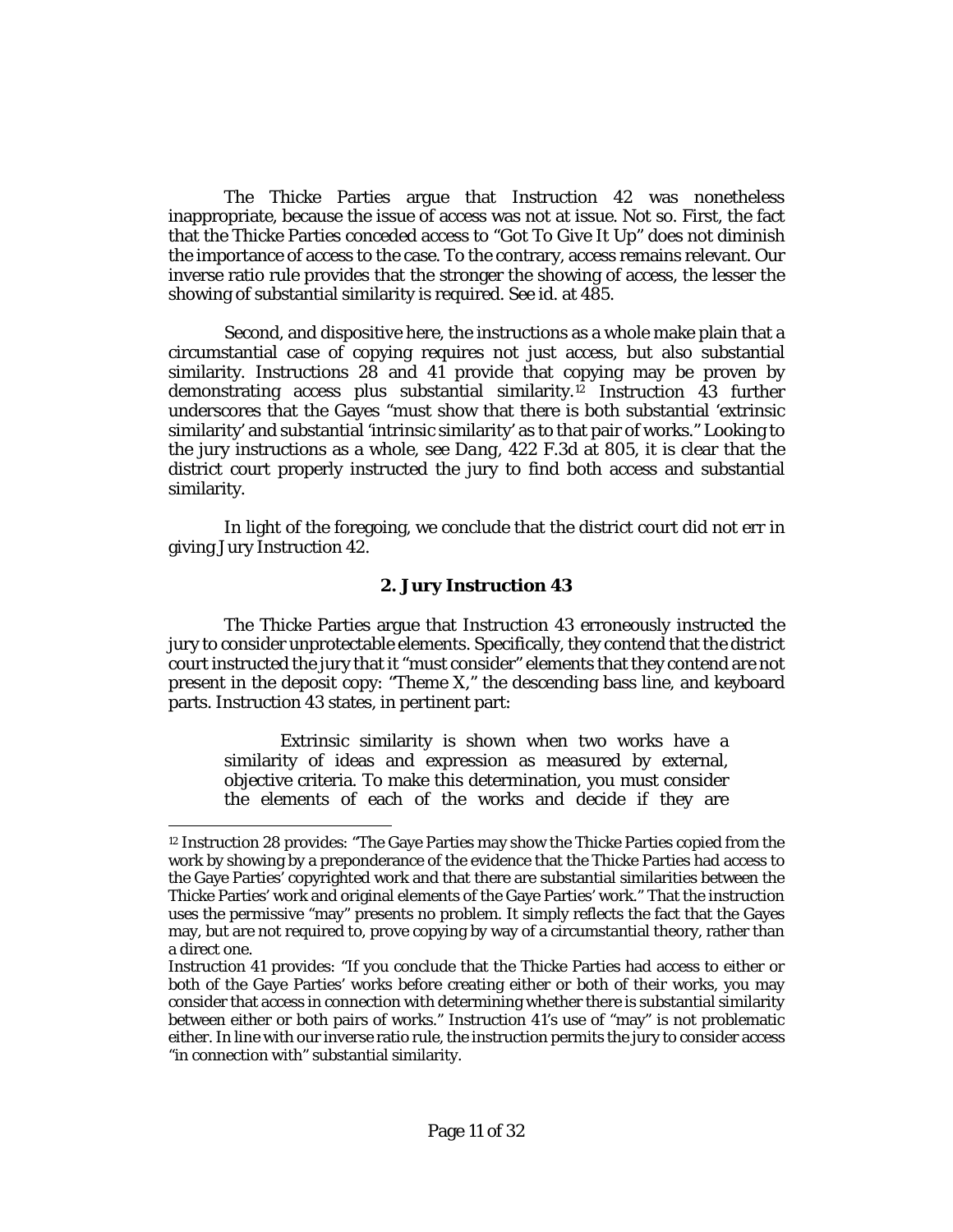The Thicke Parties argue that Instruction 42 was nonetheless inappropriate, because the issue of access was not at issue. Not so. First, the fact that the Thicke Parties conceded access to "Got To Give It Up" does not diminish the importance of access to the case. To the contrary, access remains relevant. Our inverse ratio rule provides that the stronger the showing of access, the lesser the showing of substantial similarity is required. See id. at 485.

Second, and dispositive here, the instructions as a whole make plain that a circumstantial case of copying requires not just access, but also substantial similarity. Instructions 28 and 41 provide that copying may be proven by demonstrating access plus substantial similarity.[12] Instruction 43 further underscores that the Gayes "must show that there is both substantial 'extrinsic similarity' and substantial 'intrinsic similarity' as to that pair of works." Looking to the jury instructions as a whole, see *Dang*, 422 F.3d at 805, it is clear that the district court properly instructed the jury to find both access and substantial similarity.

In light of the foregoing, we conclude that the district court did not err in giving Jury Instruction 42.

### 2. Jury Instruction 43

The Thicke Parties argue that Instruction 43 erroneously instructed the jury to consider unprotectable elements. Specifically, they contend that the district court instructed the jury that it "must consider" elements that they contend are not present in the deposit copy: "Theme X," the descending bass line, and keyboard parts. Instruction 43 states, in pertinent part:

> Extrinsic similarity is shown when two works have a similarity of ideas and expression as measured by external, objective criteria. To make this determination, you must consider the elements of each of the works and decide if they are

---

[12] Instruction 28 provides: "The Gaye Parties may show the Thicke Parties copied from the work by showing by a preponderance of the evidence that the Thicke Parties had access to the Gaye Parties' copyrighted work and that there are substantial similarities between the Thicke Parties' work and original elements of the Gaye Parties' work." That the instruction uses the permissive "may" presents no problem. It simply reflects the fact that the Gayes may, but are not required to, prove copying by way of a circumstantial theory, rather than a direct one.

Instruction 41 provides: "If you conclude that the Thicke Parties had access to either or both of the Gaye Parties' works before creating either or both of their works, you may consider that access in connection with determining whether there is substantial similarity between either or both pairs of works." Instruction 41's use of "may" is not problematic either. In line with our inverse ratio rule, the instruction permits the jury to consider access "in connection with" substantial similarity.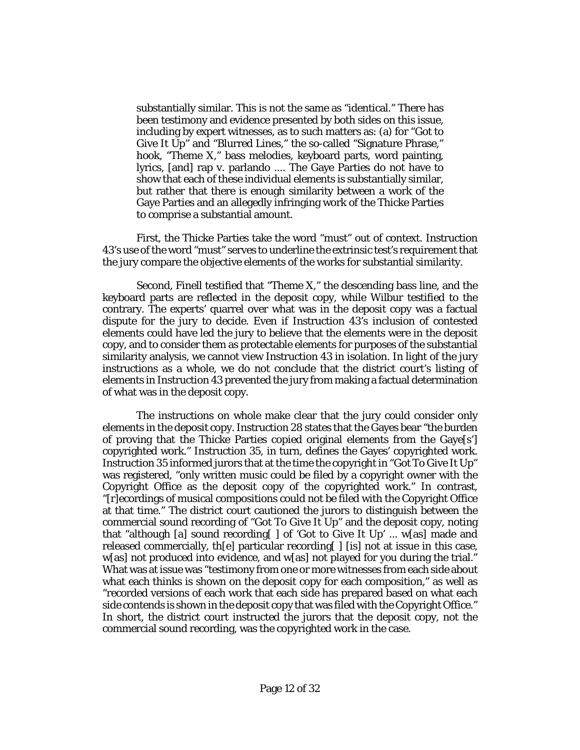> substantially similar. This is not the same as "identical." There has been testimony and evidence presented by both sides on this issue, including by expert witnesses, as to such matters as: (a) for "Got to Give It Up" and "Blurred Lines," the so-called "Signature Phrase," hook, "Theme X," bass melodies, keyboard parts, word painting, lyrics, [and] rap v. parlando .... The Gaye Parties do not have to show that each of these individual elements is substantially similar, but rather that there is enough similarity between a work of the Gaye Parties and an allegedly infringing work of the Thicke Parties to comprise a substantial amount.

First, the Thicke Parties take the word "must" out of context. Instruction 43's use of the word "must" serves to underline the extrinsic test's requirement that the jury compare the objective elements of the works for substantial similarity.

Second, Finell testified that "Theme X," the descending bass line, and the keyboard parts are reflected in the deposit copy, while Wilbur testified to the contrary. The experts' quarrel over what was in the deposit copy was a factual dispute for the jury to decide. Even if Instruction 43's inclusion of contested elements could have led the jury to believe that the elements were in the deposit copy, and to consider them as protectable elements for purposes of the substantial similarity analysis, we cannot view Instruction 43 in isolation. In light of the jury instructions as a whole, we do not conclude that the district court's listing of elements in Instruction 43 prevented the jury from making a factual determination of what was in the deposit copy.

The instructions on whole make clear that the jury could consider only elements in the deposit copy. Instruction 28 states that the Gayes bear "the burden of proving that the Thicke Parties copied original elements from the Gaye[s'] copyrighted work." Instruction 35, in turn, defines the Gayes' copyrighted work. Instruction 35 informed jurors that at the time the copyright in "Got To Give It Up" was registered, "only written music could be filed by a copyright owner with the Copyright Office as the deposit copy of the copyrighted work." In contrast, "[r]ecordings of musical compositions could not be filed with the Copyright Office at that time." The district court cautioned the jurors to distinguish between the commercial sound recording of "Got To Give It Up" and the deposit copy, noting that "although [a] sound recording[ ] of 'Got to Give It Up' ... w[as] made and released commercially, th[e] particular recording[ ] [is] not at issue in this case, w[as] not produced into evidence, and w[as] not played for you during the trial." What was at issue was "testimony from one or more witnesses from each side about what each thinks is shown on the deposit copy for each composition," as well as "recorded versions of each work that each side has prepared based on what each side contends is shown in the deposit copy that was filed with the Copyright Office." In short, the district court instructed the jurors that the deposit copy, not the commercial sound recording, was the copyrighted work in the case.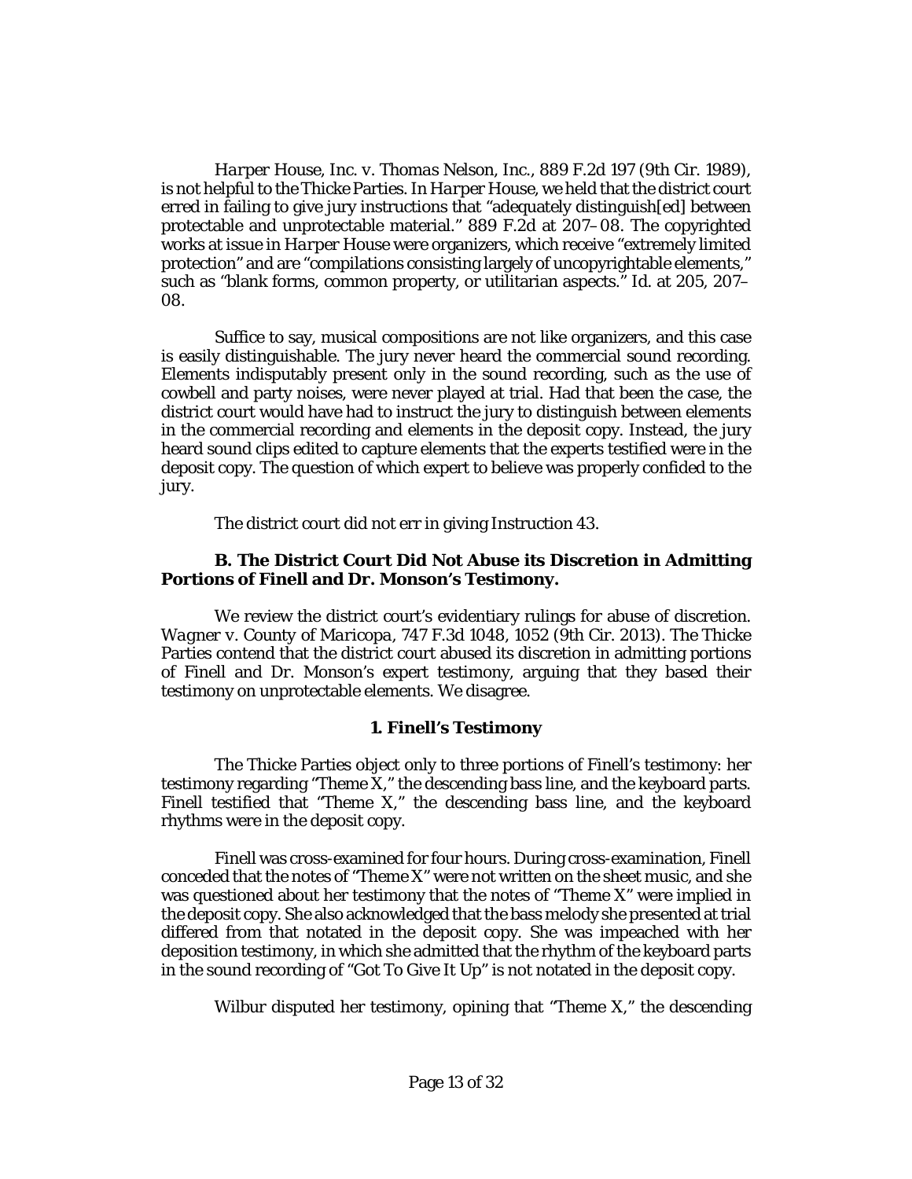*Harper House, Inc. v. Thomas Nelson, Inc.*, 889 F.2d 197 (9th Cir. 1989), is not helpful to the Thicke Parties. In *Harper House*, we held that the district court erred in failing to give jury instructions that "adequately distinguish[ed] between protectable and unprotectable material." 889 F.2d at 207–08. The copyrighted works at issue in *Harper House* were organizers, which receive "extremely limited protection" and are "compilations consisting largely of uncopyrightable elements," such as "blank forms, common property, or utilitarian aspects." *Id.* at 205, 207–08.

Suffice to say, musical compositions are not like organizers, and this case is easily distinguishable. The jury never heard the commercial sound recording. Elements indisputably present only in the sound recording, such as the use of cowbell and party noises, were never played at trial. Had that been the case, the district court would have had to instruct the jury to distinguish between elements in the commercial recording and elements in the deposit copy. Instead, the jury heard sound clips edited to capture elements that the experts testified were in the deposit copy. The question of which expert to believe was properly confided to the jury.

The district court did not err in giving Instruction 43.

### B. The District Court Did Not Abuse its Discretion in Admitting Portions of Finell and Dr. Monson's Testimony.

We review the district court's evidentiary rulings for abuse of discretion. *Wagner v. County of Maricopa*, 747 F.3d 1048, 1052 (9th Cir. 2013). The Thicke Parties contend that the district court abused its discretion in admitting portions of Finell and Dr. Monson's expert testimony, arguing that they based their testimony on unprotectable elements. We disagree.

#### 1. Finell's Testimony

The Thicke Parties object only to three portions of Finell's testimony: her testimony regarding "Theme X," the descending bass line, and the keyboard parts. Finell testified that "Theme X," the descending bass line, and the keyboard rhythms were in the deposit copy.

Finell was cross-examined for four hours. During cross-examination, Finell conceded that the notes of "Theme X" were not written on the sheet music, and she was questioned about her testimony that the notes of "Theme X" were implied in the deposit copy. She also acknowledged that the bass melody she presented at trial differed from that notated in the deposit copy. She was impeached with her deposition testimony, in which she admitted that the rhythm of the keyboard parts in the sound recording of "Got To Give It Up" is not notated in the deposit copy.

Wilbur disputed her testimony, opining that "Theme X," the descending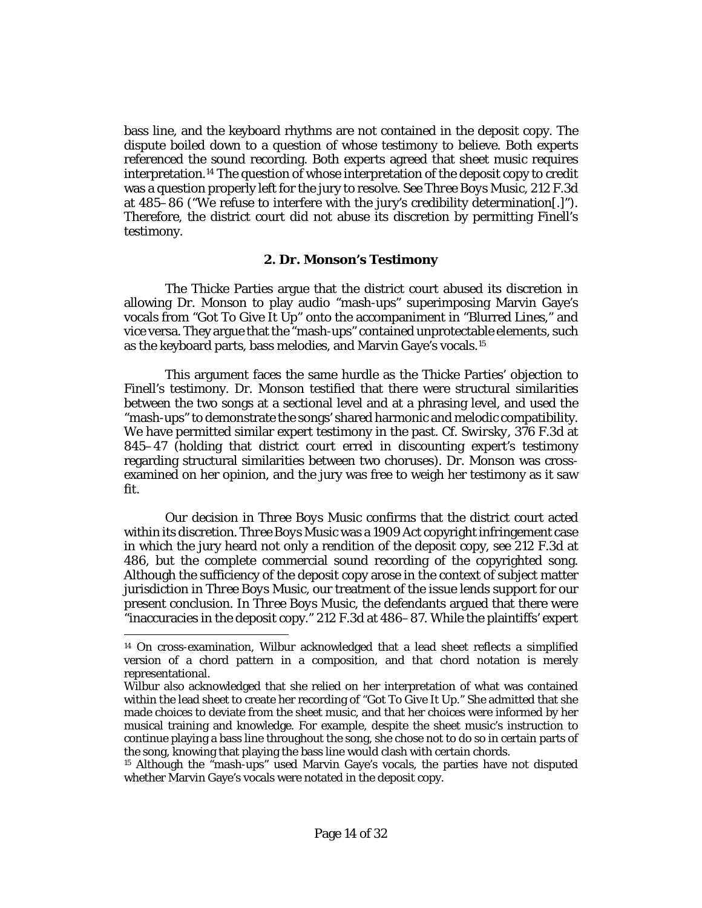bass line, and the keyboard rhythms are not contained in the deposit copy. The dispute boiled down to a question of whose testimony to believe. Both experts referenced the sound recording. Both experts agreed that sheet music requires interpretation.[14] The question of whose interpretation of the deposit copy to credit was a question properly left for the jury to resolve. *See Three Boys Music*, 212 F.3d at 485–86 ("We refuse to interfere with the jury's credibility determination[.]"). Therefore, the district court did not abuse its discretion by permitting Finell's testimony.

### 2. Dr. Monson's Testimony

The Thicke Parties argue that the district court abused its discretion in allowing Dr. Monson to play audio "mash-ups" superimposing Marvin Gaye's vocals from "Got To Give It Up" onto the accompaniment in "Blurred Lines," and vice versa. They argue that the "mash-ups" contained unprotectable elements, such as the keyboard parts, bass melodies, and Marvin Gaye's vocals.[15]

This argument faces the same hurdle as the Thicke Parties' objection to Finell's testimony. Dr. Monson testified that there were structural similarities between the two songs at a sectional level and at a phrasing level, and used the "mash-ups" to demonstrate the songs' shared harmonic and melodic compatibility. We have permitted similar expert testimony in the past. *Cf. Swirsky*, 376 F.3d at 845–47 (holding that district court erred in discounting expert's testimony regarding structural similarities between two choruses). Dr. Monson was cross-examined on her opinion, and the jury was free to weigh her testimony as it saw fit.

Our decision in *Three Boys Music* confirms that the district court acted within its discretion. *Three Boys Music* was a 1909 Act copyright infringement case in which the jury heard not only a rendition of the deposit copy, *see* 212 F.3d at 486, but the complete commercial sound recording of the copyrighted song. Although the sufficiency of the deposit copy arose in the context of subject matter jurisdiction in *Three Boys Music*, our treatment of the issue lends support for our present conclusion. In *Three Boys Music*, the defendants argued that there were "inaccuracies in the deposit copy." 212 F.3d at 486–87. While the plaintiffs' expert

---

[14] On cross-examination, Wilbur acknowledged that a lead sheet reflects a simplified version of a chord pattern in a composition, and that chord notation is merely representational.

Wilbur also acknowledged that she relied on her interpretation of what was contained within the lead sheet to create her recording of "Got To Give It Up." She admitted that she made choices to deviate from the sheet music, and that her choices were informed by her musical training and knowledge. For example, despite the sheet music's instruction to continue playing a bass line throughout the song, she chose not to do so in certain parts of the song, knowing that playing the bass line would clash with certain chords.

[15] Although the "mash-ups" used Marvin Gaye's vocals, the parties have not disputed whether Marvin Gaye's vocals were notated in the deposit copy.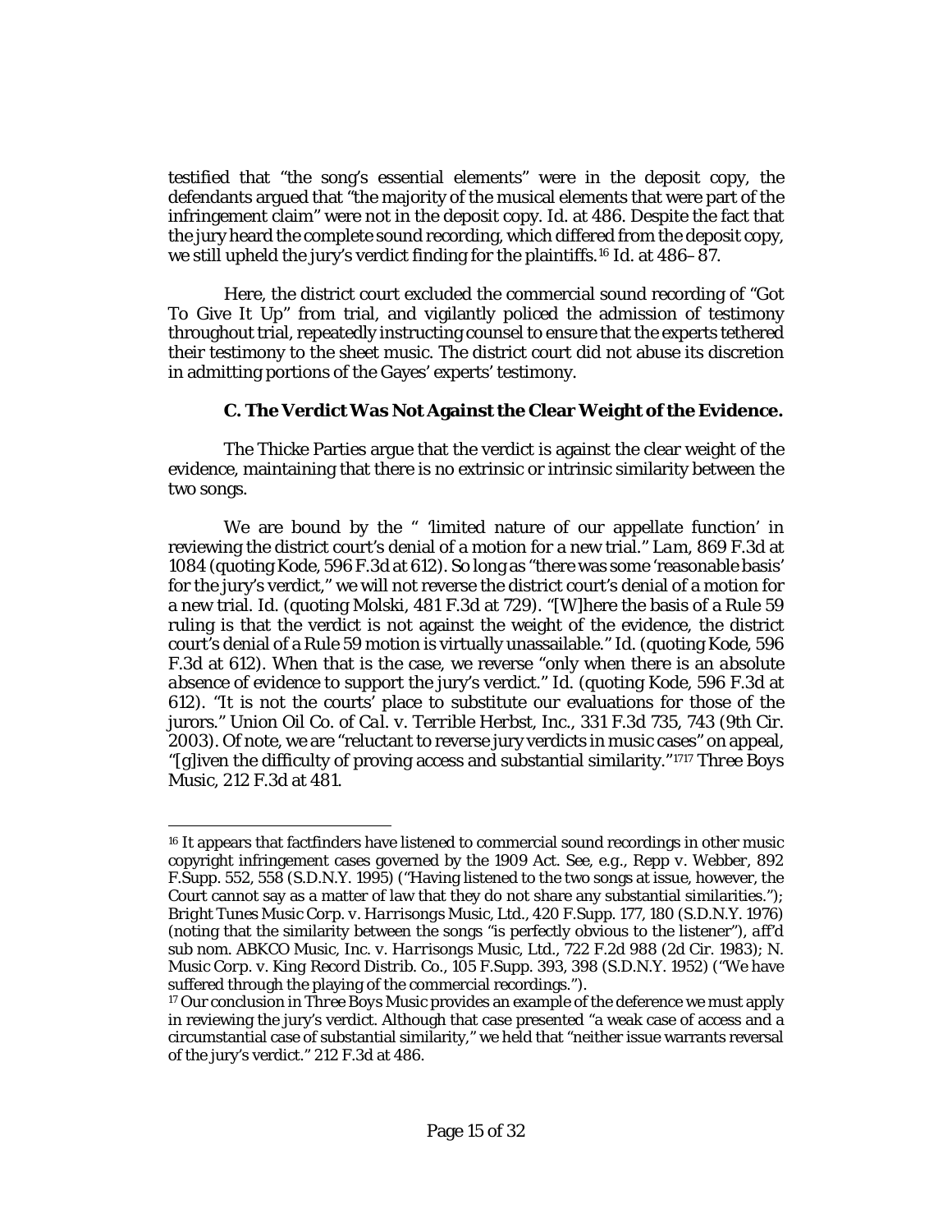testified that "the song's essential elements" were in the deposit copy, the defendants argued that "the majority of the musical elements that were part of the infringement claim" were not in the deposit copy. *Id.* at 486. Despite the fact that the jury heard the complete sound recording, which differed from the deposit copy, we still upheld the jury's verdict finding for the plaintiffs.[16] *Id.* at 486–87.

Here, the district court excluded the commercial sound recording of "Got To Give It Up" from trial, and vigilantly policed the admission of testimony throughout trial, repeatedly instructing counsel to ensure that the experts tethered their testimony to the sheet music. The district court did not abuse its discretion in admitting portions of the Gayes' experts' testimony.

### C. The Verdict Was Not Against the Clear Weight of the Evidence.

The Thicke Parties argue that the verdict is against the clear weight of the evidence, maintaining that there is no extrinsic or intrinsic similarity between the two songs.

We are bound by the " 'limited nature of our appellate function' in reviewing the district court's denial of a motion for a new trial." *Lam*, 869 F.3d at 1084 (quoting *Kode*, 596 F.3d at 612). So long as "there was some 'reasonable basis' for the jury's verdict," we will not reverse the district court's denial of a motion for a new trial. *Id.* (quoting *Molski*, 481 F.3d at 729). "[W]here the basis of a Rule 59 ruling is that the verdict is not against the weight of the evidence, the district court's denial of a Rule 59 motion is virtually unassailable." *Id.* (quoting *Kode*, 596 F.3d at 612). When that is the case, we reverse "only when there is an *absolute absence of evidence* to support the jury's verdict." *Id.* (quoting *Kode*, 596 F.3d at 612). "It is not the courts' place to substitute our evaluations for those of the jurors." *Union Oil Co. of Cal. v. Terrible Herbst, Inc.*, 331 F.3d 735, 743 (9th Cir. 2003). Of note, we are "reluctant to reverse jury verdicts in music cases" on appeal, "[g]iven the difficulty of proving access and substantial similarity."[17] *Three Boys Music*, 212 F.3d at 481.

---

[16] It appears that factfinders have listened to commercial sound recordings in other music copyright infringement cases governed by the 1909 Act. *See, e.g.*, *Repp v. Webber*, 892 F.Supp. 552, 558 (S.D.N.Y. 1995) ("Having listened to the two songs at issue, however, the Court cannot say as a matter of law that they do not share any substantial similarities."); *Bright Tunes Music Corp. v. Harrisongs Music, Ltd.*, 420 F.Supp. 177, 180 (S.D.N.Y. 1976) (noting that the similarity between the songs "is perfectly obvious to the listener"), *aff'd sub nom. ABKCO Music, Inc. v. Harrisongs Music, Ltd.*, 722 F.2d 988 (2d Cir. 1983); *N. Music Corp. v. King Record Distrib. Co.*, 105 F.Supp. 393, 398 (S.D.N.Y. 1952) ("We have suffered through the playing of the commercial recordings.").

[17] Our conclusion in *Three Boys Music* provides an example of the deference we must apply in reviewing the jury's verdict. Although that case presented "a weak case of access and a circumstantial case of substantial similarity," we held that "neither issue warrants reversal of the jury's verdict." 212 F.3d at 486.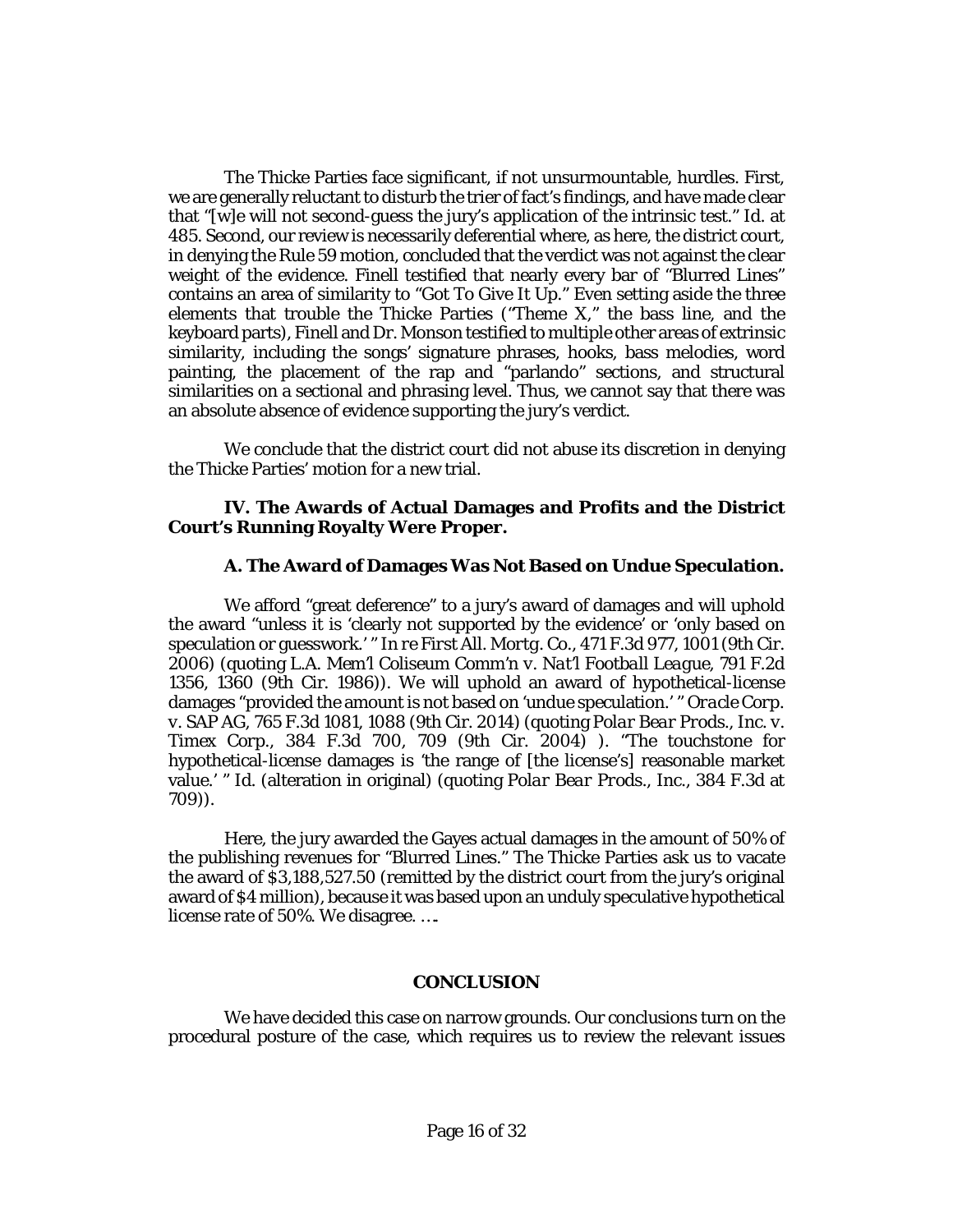The Thicke Parties face significant, if not unsurmountable, hurdles. First, we are generally reluctant to disturb the trier of fact's findings, and have made clear that "[w]e will not second-guess the jury's application of the intrinsic test." *Id.* at 485. Second, our review is necessarily deferential where, as here, the district court, in denying the Rule 59 motion, concluded that the verdict was not against the clear weight of the evidence. Finell testified that nearly every bar of "Blurred Lines" contains an area of similarity to "Got To Give It Up." Even setting aside the three elements that trouble the Thicke Parties ("Theme X," the bass line, and the keyboard parts), Finell and Dr. Monson testified to multiple other areas of extrinsic similarity, including the songs' signature phrases, hooks, bass melodies, word painting, the placement of the rap and "parlando" sections, and structural similarities on a sectional and phrasing level. Thus, we cannot say that there was an absolute absence of evidence supporting the jury's verdict.

We conclude that the district court did not abuse its discretion in denying the Thicke Parties' motion for a new trial.

### IV. The Awards of Actual Damages and Profits and the District Court's Running Royalty Were Proper.

#### A. The Award of Damages Was Not Based on Undue Speculation.

We afford "great deference" to a jury's award of damages and will uphold the award "unless it is 'clearly not supported by the evidence' or 'only based on speculation or guesswork.' " *In re First All. Mortg. Co.*, 471 F.3d 977, 1001 (9th Cir. 2006) (quoting *L.A. Mem'l Coliseum Comm'n v. Nat'l Football League*, 791 F.2d 1356, 1360 (9th Cir. 1986)). We will uphold an award of hypothetical-license damages "provided the amount is not based on 'undue speculation.' " *Oracle Corp. v. SAP AG*, 765 F.3d 1081, 1088 (9th Cir. 2014) (quoting *Polar Bear Prods., Inc. v. Timex Corp.*, 384 F.3d 700, 709 (9th Cir. 2004) ). "The touchstone for hypothetical-license damages is 'the range of [the license's] reasonable market value.' " *Id.* (alteration in original) (quoting *Polar Bear Prods., Inc.*, 384 F.3d at 709)).

Here, the jury awarded the Gayes actual damages in the amount of 50% of the publishing revenues for "Blurred Lines." The Thicke Parties ask us to vacate the award of $3,188,527.50 (remitted by the district court from the jury's original award of $4 million), because it was based upon an unduly speculative hypothetical license rate of 50%. We disagree. ….

## CONCLUSION

We have decided this case on narrow grounds. Our conclusions turn on the procedural posture of the case, which requires us to review the relevant issues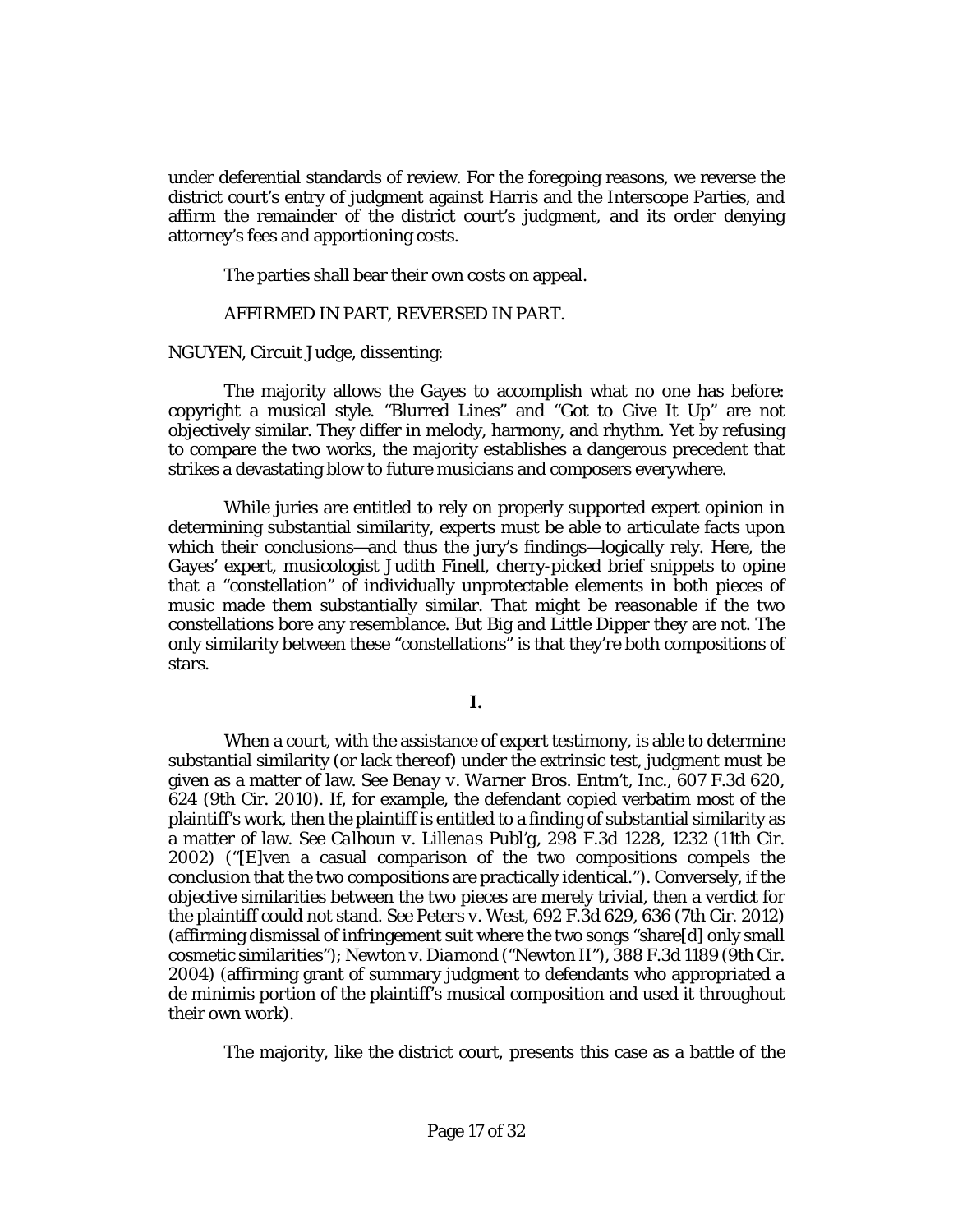under deferential standards of review. For the foregoing reasons, we reverse the district court's entry of judgment against Harris and the Interscope Parties, and affirm the remainder of the district court's judgment, and its order denying attorney's fees and apportioning costs.

The parties shall bear their own costs on appeal.

AFFIRMED IN PART, REVERSED IN PART.

NGUYEN, Circuit Judge, dissenting:

The majority allows the Gayes to accomplish what no one has before: copyright a musical style. "Blurred Lines" and "Got to Give It Up" are not objectively similar. They differ in melody, harmony, and rhythm. Yet by refusing to compare the two works, the majority establishes a dangerous precedent that strikes a devastating blow to future musicians and composers everywhere.

While juries are entitled to rely on properly supported expert opinion in determining substantial similarity, experts must be able to articulate facts upon which their conclusions—and thus the jury's findings—logically rely. Here, the Gayes' expert, musicologist Judith Finell, cherry-picked brief snippets to opine that a "constellation" of individually unprotectable elements in both pieces of music made them substantially similar. That might be reasonable if the two constellations bore any resemblance. But Big and Little Dipper they are not. The only similarity between these "constellations" is that they're both compositions of stars.

## I.

When a court, with the assistance of expert testimony, is able to determine substantial similarity (or lack thereof) under the extrinsic test, judgment must be given as a matter of law. *See Benay v. Warner Bros. Entm't, Inc.*, 607 F.3d 620, 624 (9th Cir. 2010). If, for example, the defendant copied verbatim most of the plaintiff's work, then the plaintiff is entitled to a finding of substantial similarity as a matter of law. *See Calhoun v. Lillenas Publ'g*, 298 F.3d 1228, 1232 (11th Cir. 2002) ("[E]ven a casual comparison of the two compositions compels the conclusion that the two compositions are practically identical."). Conversely, if the objective similarities between the two pieces are merely trivial, then a verdict for the plaintiff could not stand. *See Peters v. West*, 692 F.3d 629, 636 (7th Cir. 2012) (affirming dismissal of infringement suit where the two songs "share[d] only small cosmetic similarities"); *Newton v. Diamond* ("*Newton II*"), 388 F.3d 1189 (9th Cir. 2004) (affirming grant of summary judgment to defendants who appropriated a de minimis portion of the plaintiff's musical composition and used it throughout their own work).

The majority, like the district court, presents this case as a battle of the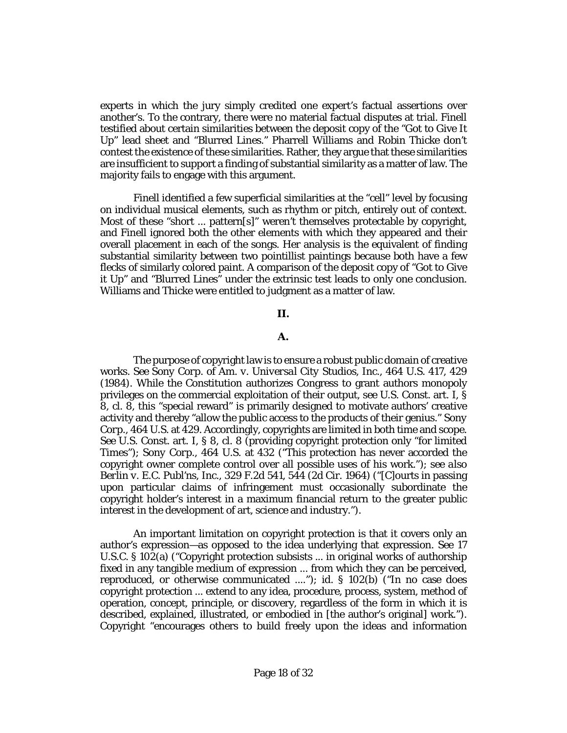experts in which the jury simply credited one expert's factual assertions over another's. To the contrary, there were no material factual disputes at trial. Finell testified about certain similarities between the deposit copy of the "Got to Give It Up" lead sheet and "Blurred Lines." Pharrell Williams and Robin Thicke don't contest the existence of these similarities. Rather, they argue that these similarities are insufficient to support a finding of substantial similarity as a matter of law. The majority fails to engage with this argument.

Finell identified a few superficial similarities at the "cell" level by focusing on individual musical elements, such as rhythm or pitch, entirely out of context. Most of these "short ... pattern[s]" weren't themselves protectable by copyright, and Finell ignored both the other elements with which they appeared and their overall placement in each of the songs. Her analysis is the equivalent of finding substantial similarity between two pointillist paintings because both have a few flecks of similarly colored paint. A comparison of the deposit copy of "Got to Give it Up" and "Blurred Lines" under the extrinsic test leads to only one conclusion. Williams and Thicke were entitled to judgment as a matter of law.

## II.

### A.

The purpose of copyright law is to ensure a robust public domain of creative works. *See* Sony Corp. of Am. v. Universal City Studios, Inc., 464 U.S. 417, 429 (1984). While the Constitution authorizes Congress to grant authors monopoly privileges on the commercial exploitation of their output, *see* U.S. Const. art. I, § 8, cl. 8, this "special reward" is primarily designed to motivate authors' creative activity and thereby "allow the public access to the products of their genius." Sony Corp., 464 U.S. at 429. Accordingly, copyrights are limited in both time and scope. *See* U.S. Const. art. I, § 8, cl. 8 (providing copyright protection only "for limited Times"); Sony Corp., 464 U.S. at 432 ("This protection has never accorded the copyright owner complete control over all possible uses of his work."); *see also* Berlin v. E.C. Publ'ns, Inc., 329 F.2d 541, 544 (2d Cir. 1964) ("[C]ourts in passing upon particular claims of infringement must occasionally subordinate the copyright holder's interest in a maximum financial return to the greater public interest in the development of art, science and industry.").

An important limitation on copyright protection is that it covers only an author's expression—as opposed to the idea underlying that expression. *See* 17 U.S.C. § 102(a) ("Copyright protection subsists ... in original works of authorship fixed in any tangible medium of expression ... from which they can be perceived, reproduced, or otherwise communicated ...."); *id.* § 102(b) ("In no case does copyright protection ... extend to any idea, procedure, process, system, method of operation, concept, principle, or discovery, regardless of the form in which it is described, explained, illustrated, or embodied in [the author's original] work."). Copyright "encourages others to build freely upon the ideas and information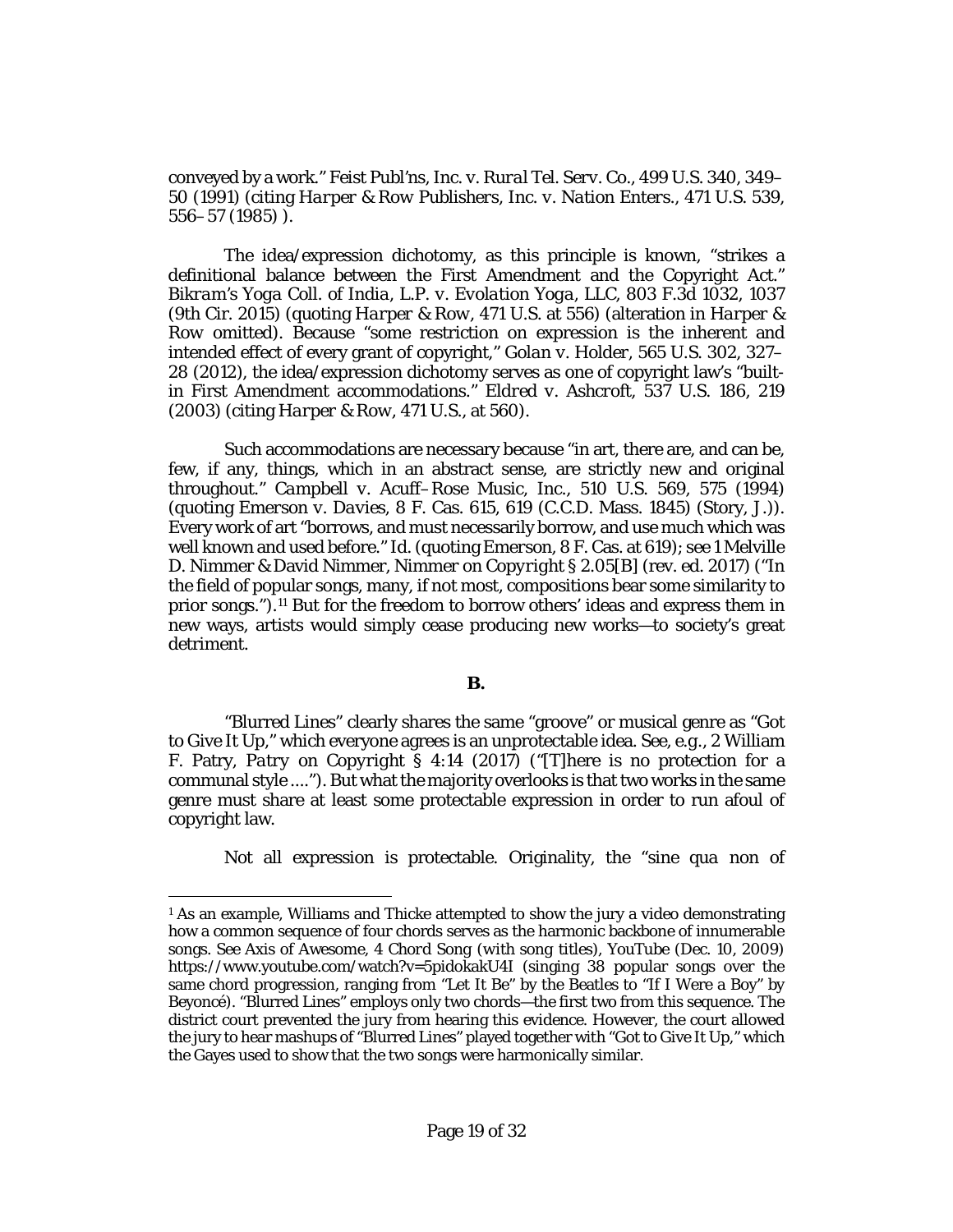conveyed by a work." *Feist Publ'ns, Inc. v. Rural Tel. Serv. Co.*, 499 U.S. 340, 349–50 (1991) (citing *Harper & Row Publishers, Inc. v. Nation Enters.*, 471 U.S. 539, 556–57 (1985) ).

The idea/expression dichotomy, as this principle is known, "strikes a definitional balance between the First Amendment and the Copyright Act." *Bikram's Yoga Coll. of India, L.P. v. Evolation Yoga, LLC*, 803 F.3d 1032, 1037 (9th Cir. 2015) (quoting *Harper & Row*, 471 U.S. at 556) (alteration in *Harper & Row* omitted). Because "some restriction on expression is the inherent and intended effect of every grant of copyright," *Golan v. Holder*, 565 U.S. 302, 327–28 (2012), the idea/expression dichotomy serves as one of copyright law's "built-in First Amendment accommodations." *Eldred v. Ashcroft*, 537 U.S. 186, 219 (2003) (citing *Harper & Row*, 471 U.S., at 560).

Such accommodations are necessary because "in art, there are, and can be, few, if any, things, which in an abstract sense, are strictly new and original throughout." *Campbell v. Acuff–Rose Music, Inc.*, 510 U.S. 569, 575 (1994) (quoting *Emerson v. Davies*, 8 F. Cas. 615, 619 (C.C.D. Mass. 1845) (Story, J.)). Every work of art "borrows, and must necessarily borrow, and use much which was well known and used before." *Id.* (quoting *Emerson*, 8 F. Cas. at 619); see 1 Melville D. Nimmer & David Nimmer, *Nimmer on Copyright* § 2.05[B] (rev. ed. 2017) ("In the field of popular songs, many, if not most, compositions bear some similarity to prior songs.").[11] But for the freedom to borrow others' ideas and express them in new ways, artists would simply cease producing new works—to society's great detriment.

**B.**

"Blurred Lines" clearly shares the same "groove" or musical genre as "Got to Give It Up," which everyone agrees is an unprotectable idea. See, e.g., 2 William F. Patry, *Patry on Copyright* § 4:14 (2017) ("[T]here is no protection for a communal style ...."). But what the majority overlooks is that two works in the same genre must share at least some protectable expression in order to run afoul of copyright law.

Not all expression is protectable. Originality, the "sine qua non of

---

[1] As an example, Williams and Thicke attempted to show the jury a video demonstrating how a common sequence of four chords serves as the harmonic backbone of innumerable songs. See Axis of Awesome, *4 Chord Song (with song titles)*, YouTube (Dec. 10, 2009) https://www.youtube.com/watch?v=5pidokakU4I (singing 38 popular songs over the same chord progression, ranging from "Let It Be" by the Beatles to "If I Were a Boy" by Beyoncé). "Blurred Lines" employs only two chords—the first two from this sequence. The district court prevented the jury from hearing this evidence. However, the court allowed the jury to hear mashups of "Blurred Lines" played together with "Got to Give It Up," which the Gayes used to show that the two songs were harmonically similar.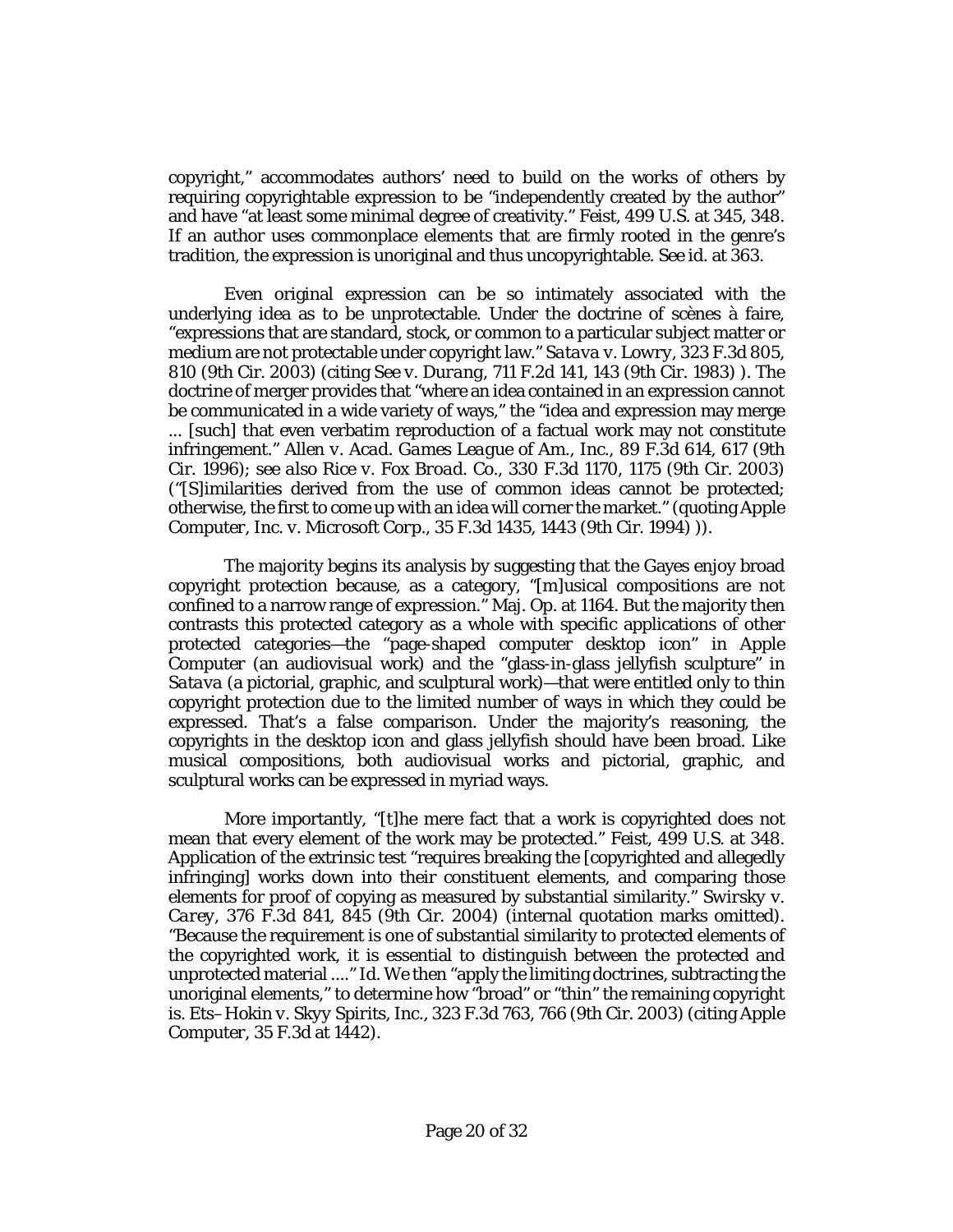copyright," accommodates authors' need to build on the works of others by requiring copyrightable expression to be "independently created by the author" and have "at least some minimal degree of creativity." Feist, 499 U.S. at 345, 348. If an author uses commonplace elements that are firmly rooted in the genre's tradition, the expression is unoriginal and thus uncopyrightable. *See id.* at 363.

Even original expression can be so intimately associated with the underlying idea as to be unprotectable. Under the doctrine of scènes à faire, "expressions that are standard, stock, or common to a particular subject matter or medium are not protectable under copyright law." *Satava v. Lowry*, 323 F.3d 805, 810 (9th Cir. 2003) (citing *See v. Durang*, 711 F.2d 141, 143 (9th Cir. 1983) ). The doctrine of merger provides that "where an idea contained in an expression cannot be communicated in a wide variety of ways," the "idea and expression may merge ... [such] that even verbatim reproduction of a factual work may not constitute infringement." *Allen v. Acad. Games League of Am., Inc.*, 89 F.3d 614, 617 (9th Cir. 1996); *see also Rice v. Fox Broad. Co.*, 330 F.3d 1170, 1175 (9th Cir. 2003) ("[S]imilarities derived from the use of common ideas cannot be protected; otherwise, the first to come up with an idea will corner the market." (quoting Apple Computer, Inc. v. Microsoft Corp., 35 F.3d 1435, 1443 (9th Cir. 1994) )).

The majority begins its analysis by suggesting that the Gayes enjoy broad copyright protection because, as a category, "[m]usical compositions are not confined to a narrow range of expression." Maj. Op. at 1164. But the majority then contrasts this protected category as a whole with specific applications of other protected categories—the "page-shaped computer desktop icon" in Apple Computer (an audiovisual work) and the "glass-in-glass jellyfish sculpture" in *Satava* (a pictorial, graphic, and sculptural work)—that were entitled only to thin copyright protection due to the limited number of ways in which they could be expressed. That's a false comparison. Under the majority's reasoning, the copyrights in the desktop icon and glass jellyfish should have been broad. Like musical compositions, both audiovisual works and pictorial, graphic, and sculptural works can be expressed in myriad ways.

More importantly, "[t]he mere fact that a work is copyrighted does not mean that every element of the work may be protected." Feist, 499 U.S. at 348. Application of the extrinsic test "requires breaking the [copyrighted and allegedly infringing] works down into their constituent elements, and comparing those elements for proof of copying as measured by substantial similarity." *Swirsky v. Carey*, 376 F.3d 841, 845 (9th Cir. 2004) (internal quotation marks omitted). "Because the requirement is one of substantial similarity to protected elements of the copyrighted work, it is essential to distinguish between the protected and unprotected material ...." *Id.* We then "apply the limiting doctrines, subtracting the unoriginal elements," to determine how "broad" or "thin" the remaining copyright is. Ets–Hokin v. Skyy Spirits, Inc., 323 F.3d 763, 766 (9th Cir. 2003) (citing Apple Computer, 35 F.3d at 1442).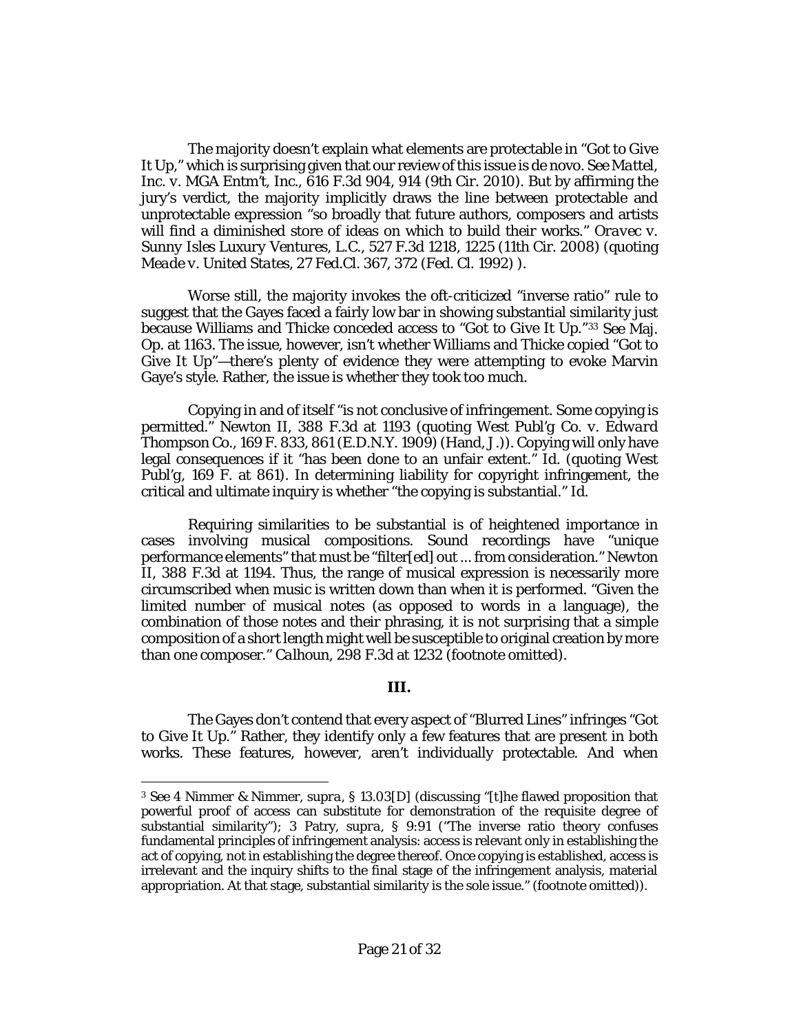The majority doesn't explain what elements are protectable in "Got to Give It Up," which is surprising given that our review of this issue is de novo. *See Mattel, Inc. v. MGA Entm't, Inc.*, 616 F.3d 904, 914 (9th Cir. 2010). But by affirming the jury's verdict, the majority implicitly draws the line between protectable and unprotectable expression "so broadly that future authors, composers and artists will find a diminished store of ideas on which to build their works." *Oravec v. Sunny Isles Luxury Ventures, L.C.*, 527 F.3d 1218, 1225 (11th Cir. 2008) (quoting *Meade v. United States*, 27 Fed.Cl. 367, 372 (Fed. Cl. 1992) ).

Worse still, the majority invokes the oft-criticized "inverse ratio" rule to suggest that the Gayes faced a fairly low bar in showing substantial similarity just because Williams and Thicke conceded access to "Got to Give It Up."[3] *See* Maj. Op. at 1163. The issue, however, isn't whether Williams and Thicke copied "Got to Give It Up"—there's plenty of evidence they were attempting to evoke Marvin Gaye's style. Rather, the issue is whether they took too much.

Copying in and of itself "is not conclusive of infringement. Some copying is permitted." *Newton II*, 388 F.3d at 1193 (quoting *West Publ'g Co. v. Edward Thompson Co.*, 169 F. 833, 861 (E.D.N.Y. 1909) (Hand, J.)). Copying will only have legal consequences if it "has been done to an unfair extent." *Id.* (quoting *West Publ'g*, 169 F. at 861). In determining liability for copyright infringement, the critical and ultimate inquiry is whether "the copying is substantial." *Id.*

Requiring similarities to be substantial is of heightened importance in cases involving musical compositions. Sound recordings have "unique performance elements" that must be "filter[ed] out ... from consideration." *Newton II*, 388 F.3d at 1194. Thus, the range of musical expression is necessarily more circumscribed when music is written down than when it is performed. "Given the limited number of musical notes (as opposed to words in a language), the combination of those notes and their phrasing, it is not surprising that a simple composition of a short length might well be susceptible to original creation by more than one composer." *Calhoun*, 298 F.3d at 1232 (footnote omitted).

**III.**

The Gayes don't contend that every aspect of "Blurred Lines" infringes "Got to Give It Up." Rather, they identify only a few features that are present in both works. These features, however, aren't individually protectable. And when

---

[3] *See* 4 Nimmer & Nimmer, *supra*, § 13.03[D] (discussing "[t]he flawed proposition that powerful proof of access can substitute for demonstration of the requisite degree of substantial similarity"); 3 Patry, *supra*, § 9:91 ("The inverse ratio theory confuses fundamental principles of infringement analysis: access is relevant only in establishing the act of copying, not in establishing the degree thereof. Once copying is established, access is irrelevant and the inquiry shifts to the final stage of the infringement analysis, material appropriation. At that stage, substantial similarity is the sole issue." (footnote omitted)).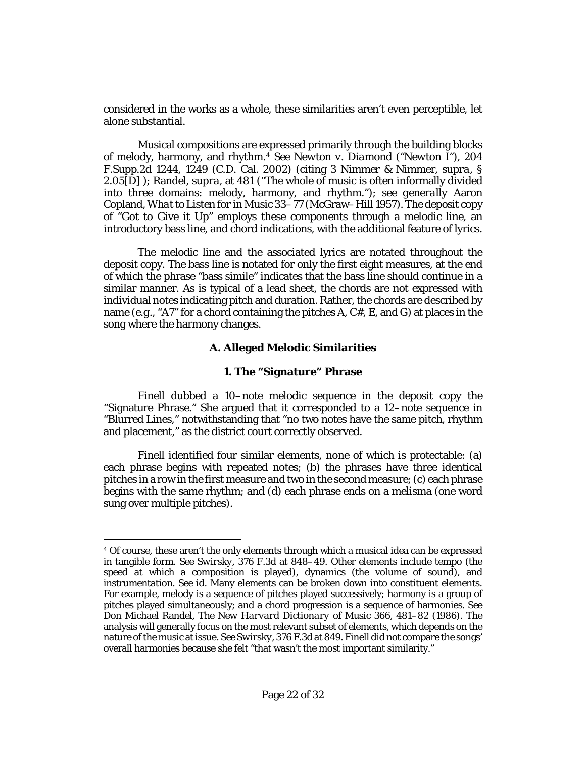considered in the works as a whole, these similarities aren't even perceptible, let alone substantial.

Musical compositions are expressed primarily through the building blocks of melody, harmony, and rhythm.[4] *See Newton v. Diamond* ("*Newton I*"), 204 F.Supp.2d 1244, 1249 (C.D. Cal. 2002) (citing 3 Nimmer & Nimmer, *supra*, § 2.05[D] ); Randel, *supra*, at 481 ("The whole of music is often informally divided into three domains: melody, harmony, and rhythm."); *see generally* Aaron Copland, *What to Listen for in Music* 33–77 (McGraw–Hill 1957). The deposit copy of "Got to Give it Up" employs these components through a melodic line, an introductory bass line, and chord indications, with the additional feature of lyrics.

The melodic line and the associated lyrics are notated throughout the deposit copy. The bass line is notated for only the first eight measures, at the end of which the phrase "bass simile" indicates that the bass line should continue in a similar manner. As is typical of a lead sheet, the chords are not expressed with individual notes indicating pitch and duration. Rather, the chords are described by name (e.g., "A7" for a chord containing the pitches A, C#, E, and G) at places in the song where the harmony changes.

### A. Alleged Melodic Similarities

#### 1. The "Signature" Phrase

Finell dubbed a 10–note melodic sequence in the deposit copy the "Signature Phrase." She argued that it corresponded to a 12–note sequence in "Blurred Lines," notwithstanding that "no two notes have the same pitch, rhythm and placement," as the district court correctly observed.

Finell identified four similar elements, none of which is protectable: (a) each phrase begins with repeated notes; (b) the phrases have three identical pitches in a row in the first measure and two in the second measure; (c) each phrase begins with the same rhythm; and (d) each phrase ends on a melisma (one word sung over multiple pitches).

---

[4] Of course, these aren't the only elements through which a musical idea can be expressed in tangible form. *See Swirsky*, 376 F.3d at 848–49. Other elements include tempo (the speed at which a composition is played), dynamics (the volume of sound), and instrumentation. *See id.* Many elements can be broken down into constituent elements. For example, melody is a sequence of pitches played successively; harmony is a group of pitches played simultaneously; and a chord progression is a sequence of harmonies. *See* Don Michael Randel, *The New Harvard Dictionary of Music* 366, 481–82 (1986). The analysis will generally focus on the most relevant subset of elements, which depends on the nature of the music at issue. *See Swirsky*, 376 F.3d at 849. Finell did not compare the songs' overall harmonies because she felt "that wasn't the most important similarity."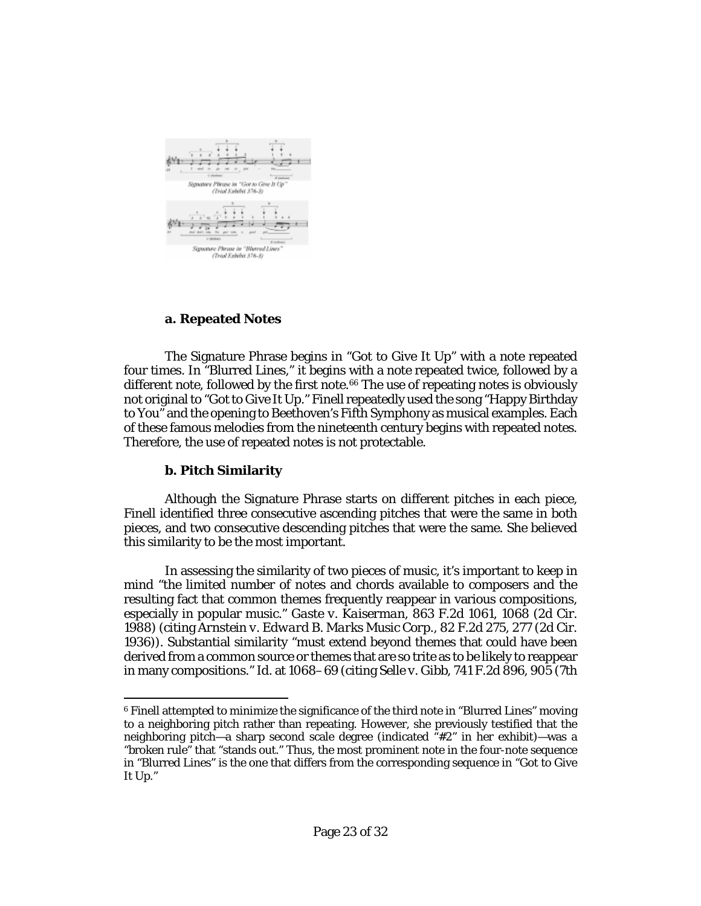Signature Phrase in "Got to Give It Up" (Trial Exhibit 376-3)

Signature Phrase in "Blurred Lines" (Trial Exhibit 376-3)

**a. Repeated Notes**

The Signature Phrase begins in "Got to Give It Up" with a note repeated four times. In "Blurred Lines," it begins with a note repeated twice, followed by a different note, followed by the first note.[6] The use of repeating notes is obviously not original to "Got to Give It Up." Finell repeatedly used the song "Happy Birthday to You" and the opening to Beethoven's Fifth Symphony as musical examples. Each of these famous melodies from the nineteenth century begins with repeated notes. Therefore, the use of repeated notes is not protectable.

**b. Pitch Similarity**

Although the Signature Phrase starts on different pitches in each piece, Finell identified three consecutive ascending pitches that were the same in both pieces, and two consecutive descending pitches that were the same. She believed this similarity to be the most important.

In assessing the similarity of two pieces of music, it's important to keep in mind "the limited number of notes and chords available to composers and the resulting fact that common themes frequently reappear in various compositions, especially in popular music." *Gaste v. Kaiserman*, 863 F.2d 1061, 1068 (2d Cir. 1988) (citing *Arnstein v. Edward B. Marks Music Corp.*, 82 F.2d 275, 277 (2d Cir. 1936)). Substantial similarity "must extend beyond themes that could have been derived from a common source or themes that are so trite as to be likely to reappear in many compositions." *Id.* at 1068–69 (citing *Selle v. Gibb*, 741 F.2d 896, 905 (7th

---

[6] Finell attempted to minimize the significance of the third note in "Blurred Lines" moving to a neighboring pitch rather than repeating. However, she previously testified that the neighboring pitch—a sharp second scale degree (indicated "#2" in her exhibit)—was a "broken rule" that "stands out." Thus, the most prominent note in the four-note sequence in "Blurred Lines" is the one that differs from the corresponding sequence in "Got to Give It Up."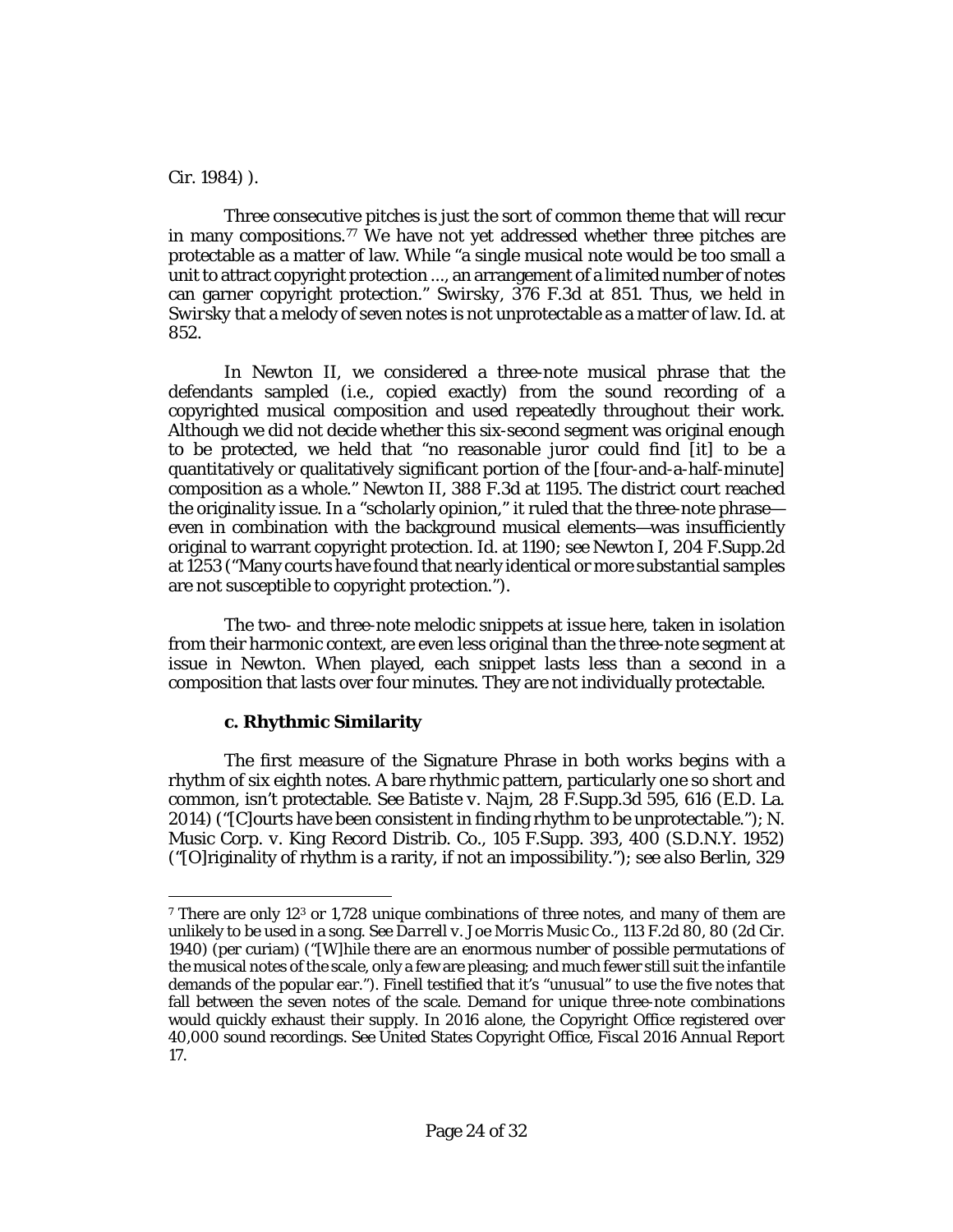Cir. 1984) ).

Three consecutive pitches is just the sort of common theme that will recur in many compositions.[7] We have not yet addressed whether three pitches are protectable as a matter of law. While "a single musical note would be too small a unit to attract copyright protection ..., an arrangement of a limited number of notes can garner copyright protection." *Swirsky*, 376 F.3d at 851. Thus, we held in *Swirsky* that a melody of seven notes is not unprotectable as a matter of law. *Id.* at 852.

In *Newton II*, we considered a three-note musical phrase that the defendants sampled (i.e., copied exactly) from the sound recording of a copyrighted musical composition and used repeatedly throughout their work. Although we did not decide whether this six-second segment was original enough to be protected, we held that "no reasonable juror could find [it] to be a quantitatively or qualitatively significant portion of the [four-and-a-half-minute] composition as a whole." *Newton II*, 388 F.3d at 1195. The district court reached the originality issue. In a "scholarly opinion," it ruled that the three-note phrase—even in combination with the background musical elements—was insufficiently original to warrant copyright protection. *Id.* at 1190; *see Newton I*, 204 F.Supp.2d at 1253 ("Many courts have found that nearly identical or more substantial samples are not susceptible to copyright protection.").

The two- and three-note melodic snippets at issue here, taken in isolation from their harmonic context, are even less original than the three-note segment at issue in *Newton*. When played, each snippet lasts less than a second in a composition that lasts over four minutes. They are not individually protectable.

### c. Rhythmic Similarity

The first measure of the Signature Phrase in both works begins with a rhythm of six eighth notes. A bare rhythmic pattern, particularly one so short and common, isn't protectable. *See Batiste v. Najm*, 28 F.Supp.3d 595, 616 (E.D. La. 2014) ("[C]ourts have been consistent in finding rhythm to be unprotectable."); *N. Music Corp. v. King Record Distrib. Co.*, 105 F.Supp. 393, 400 (S.D.N.Y. 1952) ("[O]riginality of rhythm is a rarity, if not an impossibility."); *see also Berlin*, 329

---

[7] There are only $12^3$ or 1,728 unique combinations of three notes, and many of them are unlikely to be used in a song. *See Darrell v. Joe Morris Music Co.*, 113 F.2d 80, 80 (2d Cir. 1940) (per curiam) ("[W]hile there are an enormous number of possible permutations of the musical notes of the scale, only a few are pleasing; and much fewer still suit the infantile demands of the popular ear."). Finell testified that it's "unusual" to use the five notes that fall between the seven notes of the scale. Demand for unique three-note combinations would quickly exhaust their supply. In 2016 alone, the Copyright Office registered over 40,000 sound recordings. *See* United States Copyright Office, *Fiscal 2016 Annual Report* 17.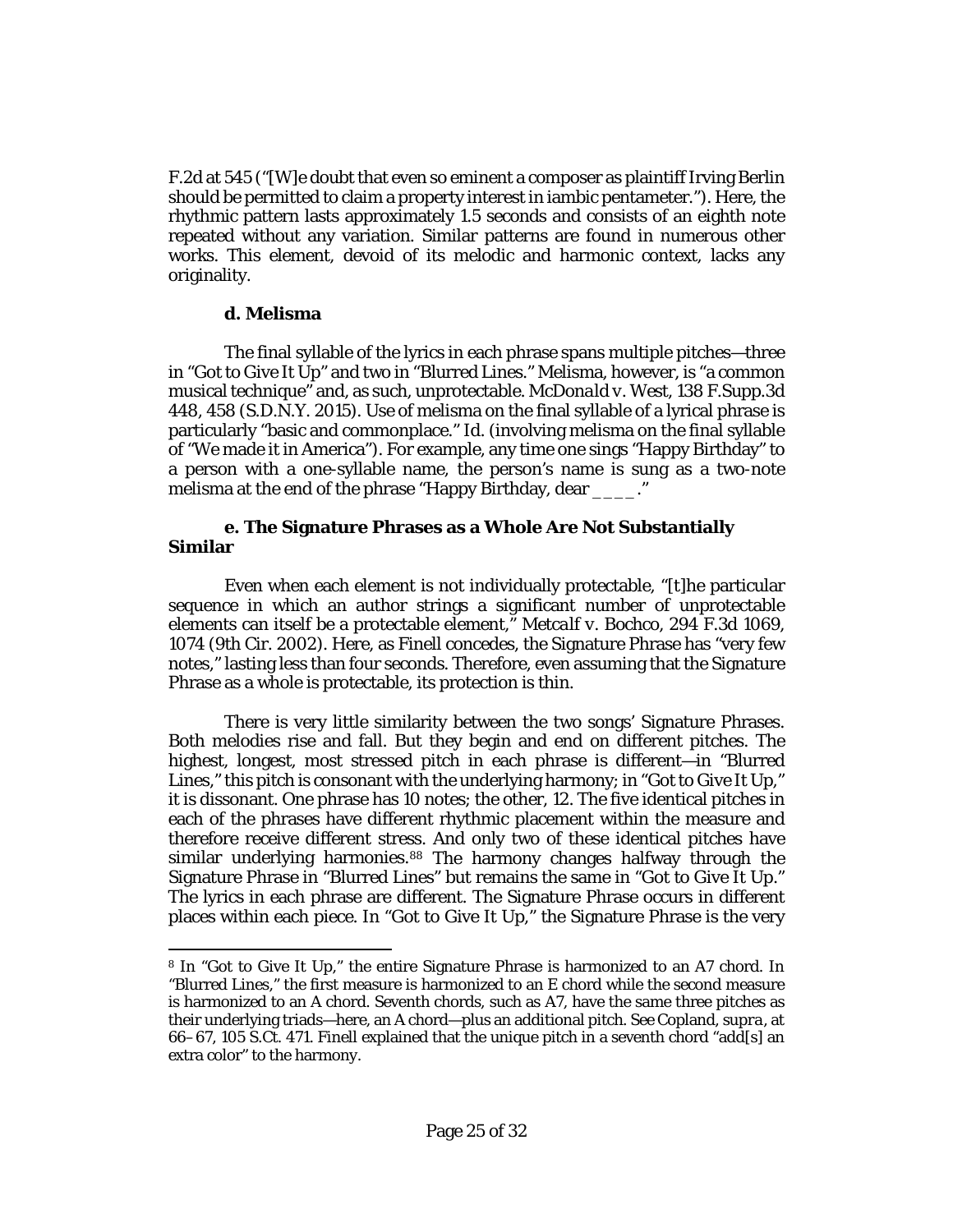F.2d at 545 ("[W]e doubt that even so eminent a composer as plaintiff Irving Berlin should be permitted to claim a property interest in iambic pentameter."). Here, the rhythmic pattern lasts approximately 1.5 seconds and consists of an eighth note repeated without any variation. Similar patterns are found in numerous other works. This element, devoid of its melodic and harmonic context, lacks any originality.

#### d. Melisma

The final syllable of the lyrics in each phrase spans multiple pitches—three in "Got to Give It Up" and two in "Blurred Lines." Melisma, however, is "a common musical technique" and, as such, unprotectable. *McDonald v. West*, 138 F.Supp.3d 448, 458 (S.D.N.Y. 2015). Use of melisma on the final syllable of a lyrical phrase is particularly "basic and commonplace." *Id.* (involving melisma on the final syllable of "We made it in America"). For example, any time one sings "Happy Birthday" to a person with a one-syllable name, the person's name is sung as a two-note melisma at the end of the phrase "Happy Birthday, dear \_\_\_\_."

#### e. The Signature Phrases as a Whole Are Not Substantially Similar

Even when each element is not individually protectable, "[t]he particular sequence in which an author strings a significant number of unprotectable elements can itself be a protectable element," *Metcalf v. Bochco*, 294 F.3d 1069, 1074 (9th Cir. 2002). Here, as Finell concedes, the Signature Phrase has "very few notes," lasting less than four seconds. Therefore, even assuming that the Signature Phrase as a whole is protectable, its protection is thin.

There is very little similarity between the two songs' Signature Phrases. Both melodies rise and fall. But they begin and end on different pitches. The highest, longest, most stressed pitch in each phrase is different—in "Blurred Lines," this pitch is consonant with the underlying harmony; in "Got to Give It Up," it is dissonant. One phrase has 10 notes; the other, 12. The five identical pitches in each of the phrases have different rhythmic placement within the measure and therefore receive different stress. And only two of these identical pitches have similar underlying harmonies.[8] The harmony changes halfway through the Signature Phrase in "Blurred Lines" but remains the same in "Got to Give It Up." The lyrics in each phrase are different. The Signature Phrase occurs in different places within each piece. In "Got to Give It Up," the Signature Phrase is the very

---

[8] In "Got to Give It Up," the entire Signature Phrase is harmonized to an A7 chord. In "Blurred Lines," the first measure is harmonized to an E chord while the second measure is harmonized to an A chord. Seventh chords, such as A7, have the same three pitches as their underlying triads—here, an A chord—plus an additional pitch. See Copland, *supra*, at 66–67, 105 S.Ct. 471. Finell explained that the unique pitch in a seventh chord "add[s] an extra color" to the harmony.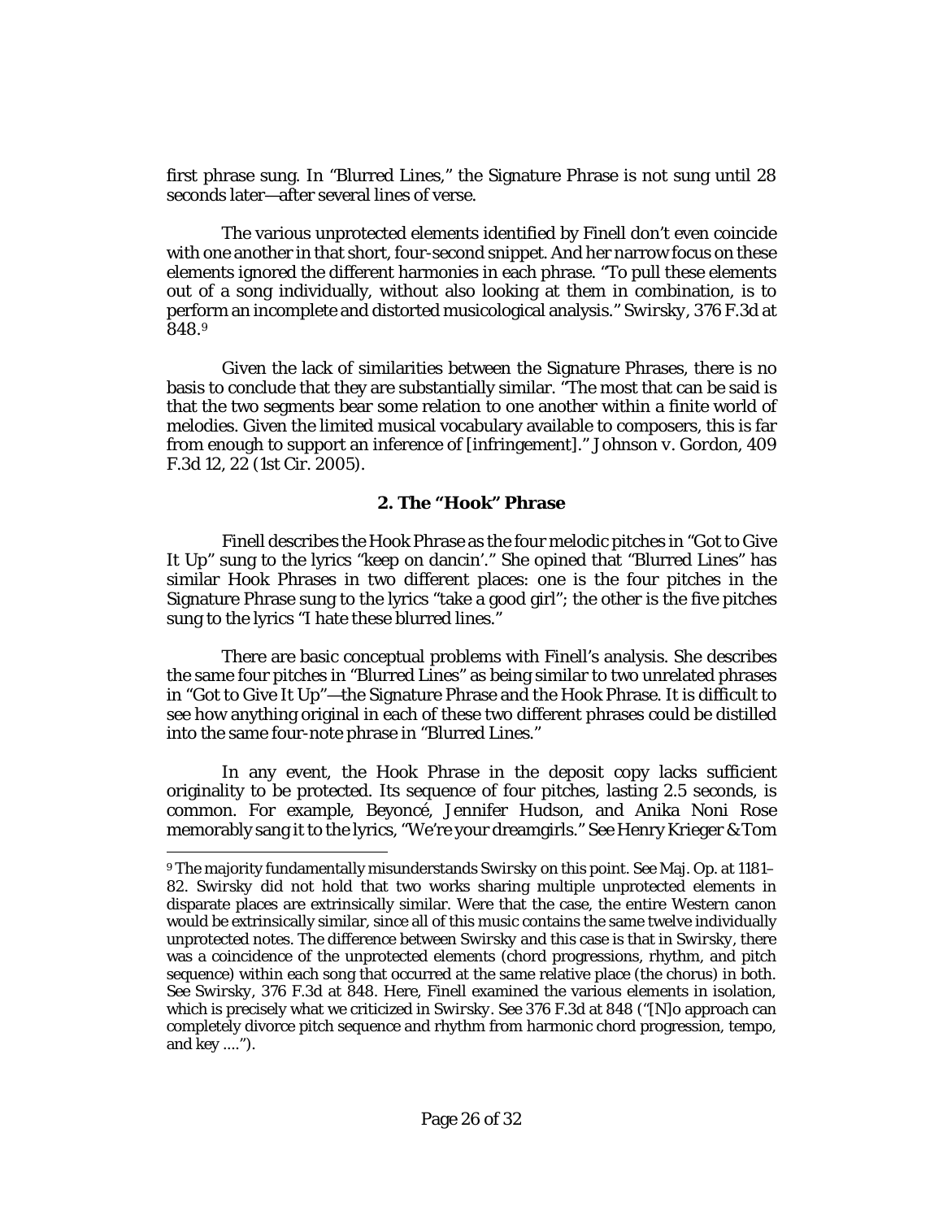first phrase sung. In "Blurred Lines," the Signature Phrase is not sung until 28 seconds later—after several lines of verse.

The various unprotected elements identified by Finell don't even coincide with one another in that short, four-second snippet. And her narrow focus on these elements ignored the different harmonies in each phrase. "To pull these elements out of a song individually, without also looking at them in combination, is to perform an incomplete and distorted musicological analysis." *Swirsky*, 376 F.3d at 848.[9]

Given the lack of similarities between the Signature Phrases, there is no basis to conclude that they are substantially similar. "The most that can be said is that the two segments bear some relation to one another within a finite world of melodies. Given the limited musical vocabulary available to composers, this is far from enough to support an inference of [infringement]." *Johnson v. Gordon*, 409 F.3d 12, 22 (1st Cir. 2005).

### 2. The "Hook" Phrase

Finell describes the Hook Phrase as the four melodic pitches in "Got to Give It Up" sung to the lyrics "keep on dancin'." She opined that "Blurred Lines" has similar Hook Phrases in two different places: one is the four pitches in the Signature Phrase sung to the lyrics "take a good girl"; the other is the five pitches sung to the lyrics "I hate these blurred lines."

There are basic conceptual problems with Finell's analysis. She describes the same four pitches in "Blurred Lines" as being similar to two unrelated phrases in "Got to Give It Up"—the Signature Phrase and the Hook Phrase. It is difficult to see how anything original in each of these two different phrases could be distilled into the same four-note phrase in "Blurred Lines."

In any event, the Hook Phrase in the deposit copy lacks sufficient originality to be protected. Its sequence of four pitches, lasting 2.5 seconds, is common. For example, Beyoncé, Jennifer Hudson, and Anika Noni Rose memorably sang it to the lyrics, "We're your dreamgirls." *See* Henry Krieger & Tom

---

[9] The majority fundamentally misunderstands *Swirsky* on this point. *See* Maj. Op. at 1181–82. *Swirsky* did not hold that two works sharing multiple unprotected elements in disparate places are extrinsically similar. Were that the case, the entire Western canon would be extrinsically similar, since all of this music contains the same twelve individually unprotected notes. The difference between *Swirsky* and this case is that in *Swirsky*, there was a coincidence of the unprotected elements (chord progressions, rhythm, and pitch sequence) within each song that occurred at the same relative place (the chorus) in both. *See Swirsky*, 376 F.3d at 848. Here, Finell examined the various elements in isolation, which is precisely what we criticized in *Swirsky*. *See* 376 F.3d at 848 ("[N]o approach can completely divorce pitch sequence and rhythm from harmonic chord progression, tempo, and key ....").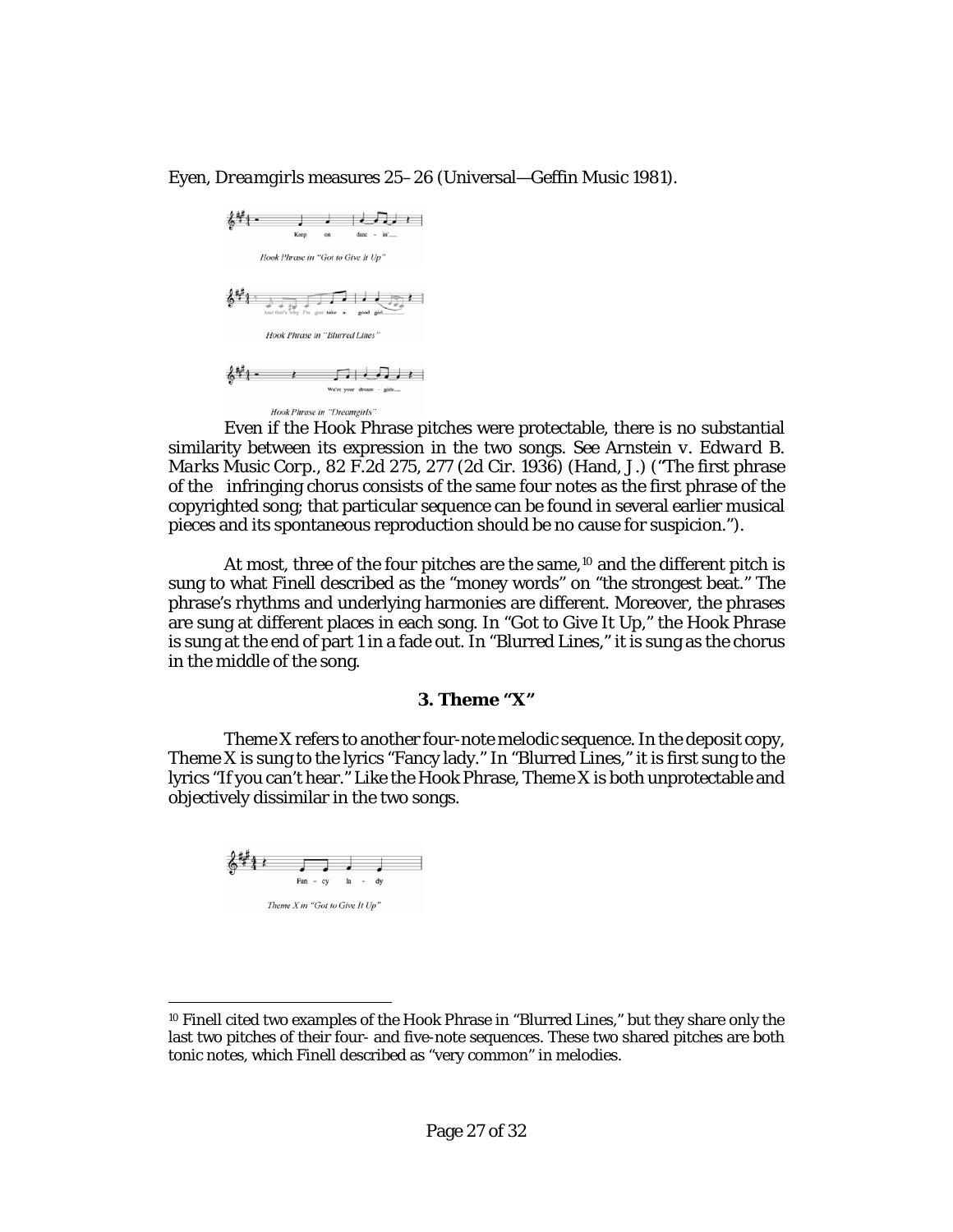Eyen, *Dreamgirls* measures 25–26 (Universal—Geffin Music 1981).

*Hook Phrase in "Got to Give It Up"*

*Hook Phrase in "Blurred Lines"*

*Hook Phrase in "Dreamgirls"*

Even if the Hook Phrase pitches were protectable, there is no substantial similarity between its expression in the two songs. See *Arnstein v. Edward B. Marks Music Corp.*, 82 F.2d 275, 277 (2d Cir. 1936) (Hand, J.) ("The first phrase of the infringing chorus consists of the same four notes as the first phrase of the copyrighted song; that particular sequence can be found in several earlier musical pieces and its spontaneous reproduction should be no cause for suspicion.").

At most, three of the four pitches are the same,[10] and the different pitch is sung to what Finell described as the "money words" on "the strongest beat." The phrase's rhythms and underlying harmonies are different. Moreover, the phrases are sung at different places in each song. In "Got to Give It Up," the Hook Phrase is sung at the end of part 1 in a fade out. In "Blurred Lines," it is sung as the chorus in the middle of the song.

### 3. Theme "X"

Theme X refers to another four-note melodic sequence. In the deposit copy, Theme X is sung to the lyrics "Fancy lady." In "Blurred Lines," it is first sung to the lyrics "If you can't hear." Like the Hook Phrase, Theme X is both unprotectable and objectively dissimilar in the two songs.

*Theme X in "Got to Give It Up"*

---

[10] Finell cited two examples of the Hook Phrase in "Blurred Lines," but they share only the last two pitches of their four- and five-note sequences. These two shared pitches are both tonic notes, which Finell described as "very common" in melodies.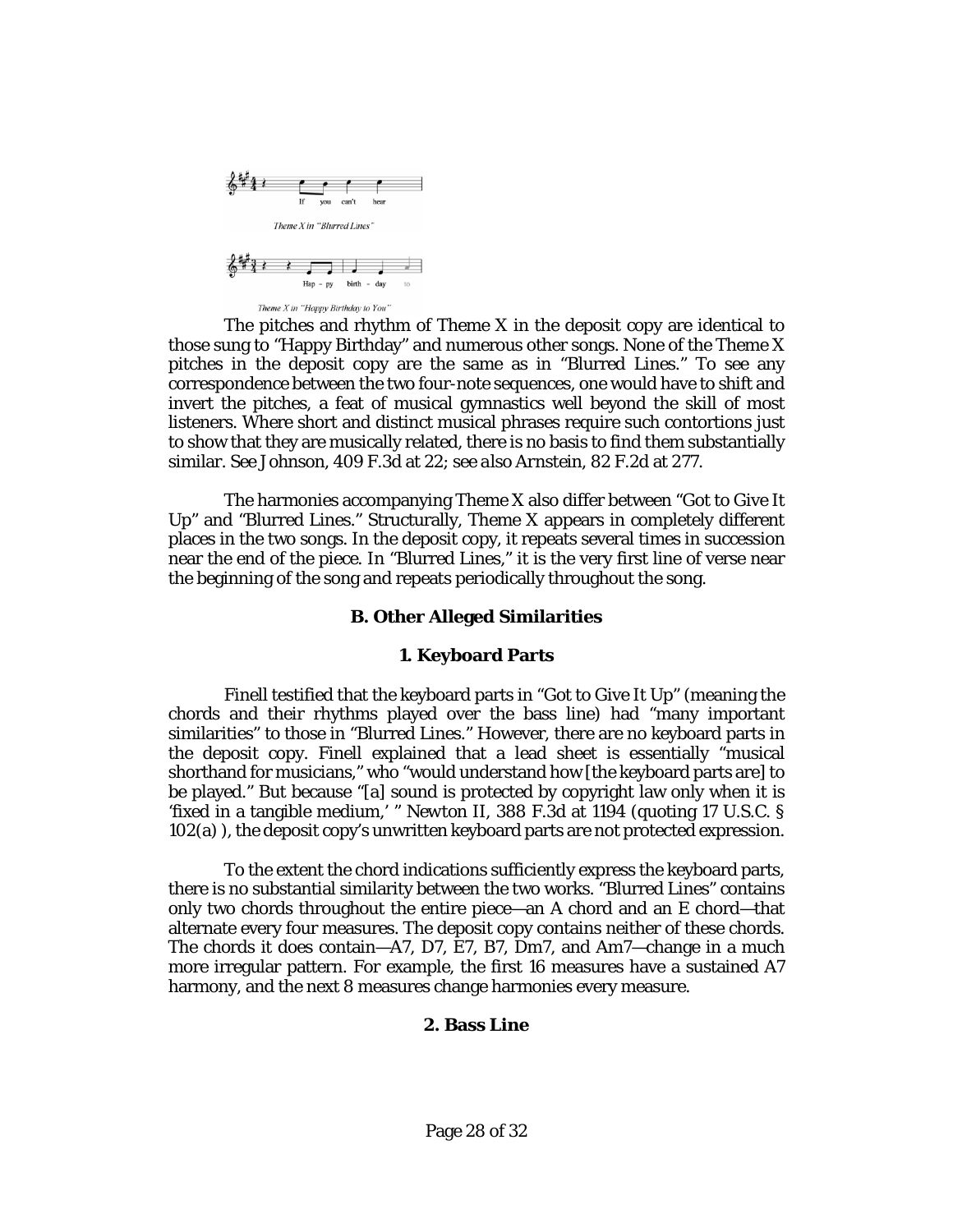*Theme X in "Blurred Lines"*

*Theme X in "Happy Birthday to You"*

The pitches and rhythm of Theme X in the deposit copy are identical to those sung to "Happy Birthday" and numerous other songs. None of the Theme X pitches in the deposit copy are the same as in "Blurred Lines." To see any correspondence between the two four-note sequences, one would have to shift and invert the pitches, a feat of musical gymnastics well beyond the skill of most listeners. Where short and distinct musical phrases require such contortions just to show that they are musically related, there is no basis to find them substantially similar. See Johnson, 409 F.3d at 22; *see also* Arnstein, 82 F.2d at 277.

The harmonies accompanying Theme X also differ between "Got to Give It Up" and "Blurred Lines." Structurally, Theme X appears in completely different places in the two songs. In the deposit copy, it repeats several times in succession near the end of the piece. In "Blurred Lines," it is the very first line of verse near the beginning of the song and repeats periodically throughout the song.

### B. Other Alleged Similarities

#### 1. Keyboard Parts

Finell testified that the keyboard parts in "Got to Give It Up" (meaning the chords and their rhythms played over the bass line) had "many important similarities" to those in "Blurred Lines." However, there are no keyboard parts in the deposit copy. Finell explained that a lead sheet is essentially "musical shorthand for musicians," who "would understand how [the keyboard parts are] to be played." But because "[a] sound is protected by copyright law only when it is 'fixed in a tangible medium,' " Newton II, 388 F.3d at 1194 (quoting 17 U.S.C. § 102(a) ), the deposit copy's unwritten keyboard parts are not protected expression.

To the extent the chord indications sufficiently express the keyboard parts, there is no substantial similarity between the two works. "Blurred Lines" contains only two chords throughout the entire piece—an A chord and an E chord—that alternate every four measures. The deposit copy contains neither of these chords. The chords it does contain—A7, D7, E7, B7, Dm7, and Am7—change in a much more irregular pattern. For example, the first 16 measures have a sustained A7 harmony, and the next 8 measures change harmonies every measure.

#### 2. Bass Line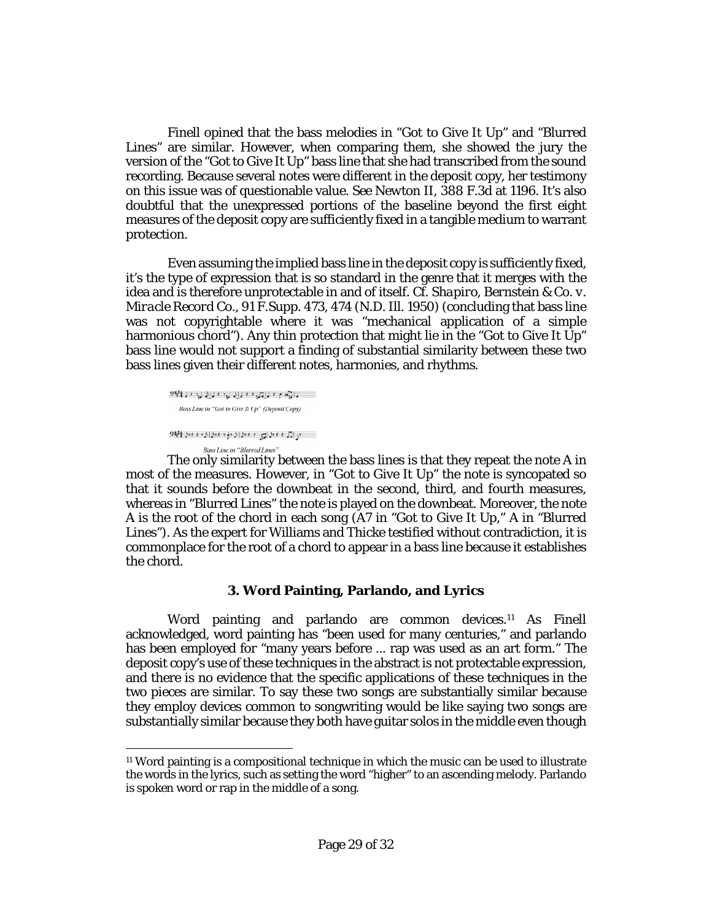Finell opined that the bass melodies in "Got to Give It Up" and "Blurred Lines" are similar. However, when comparing them, she showed the jury the version of the "Got to Give It Up" bass line that she had transcribed from the sound recording. Because several notes were different in the deposit copy, her testimony on this issue was of questionable value. See Newton II, 388 F.3d at 1196. It's also doubtful that the unexpressed portions of the baseline beyond the first eight measures of the deposit copy are sufficiently fixed in a tangible medium to warrant protection.

Even assuming the implied bass line in the deposit copy is sufficiently fixed, it's the type of expression that is so standard in the genre that it merges with the idea and is therefore unprotectable in and of itself. Cf. *Shapiro, Bernstein & Co. v. Miracle Record Co.*, 91 F.Supp. 473, 474 (N.D. Ill. 1950) (concluding that bass line was not copyrightable where it was "mechanical application of a simple harmonious chord"). Any thin protection that might lie in the "Got to Give It Up" bass line would not support a finding of substantial similarity between these two bass lines given their different notes, harmonies, and rhythms.

*Bass Line in "Got to Give It Up" (Deposit Copy)*

*Bass Line in "Blurred Lines"*

The only similarity between the bass lines is that they repeat the note A in most of the measures. However, in "Got to Give It Up" the note is syncopated so that it sounds before the downbeat in the second, third, and fourth measures, whereas in "Blurred Lines" the note is played on the downbeat. Moreover, the note A is the root of the chord in each song (A7 in "Got to Give It Up," A in "Blurred Lines"). As the expert for Williams and Thicke testified without contradiction, it is commonplace for the root of a chord to appear in a bass line because it establishes the chord.

### 3. Word Painting, Parlando, and Lyrics

Word painting and parlando are common devices.[11] As Finell acknowledged, word painting has "been used for many centuries," and parlando has been employed for "many years before ... rap was used as an art form." The deposit copy's use of these techniques in the abstract is not protectable expression, and there is no evidence that the specific applications of these techniques in the two pieces are similar. To say these two songs are substantially similar because they employ devices common to songwriting would be like saying two songs are substantially similar because they both have guitar solos in the middle even though

[11] Word painting is a compositional technique in which the music can be used to illustrate the words in the lyrics, such as setting the word "higher" to an ascending melody. Parlando is spoken word or rap in the middle of a song.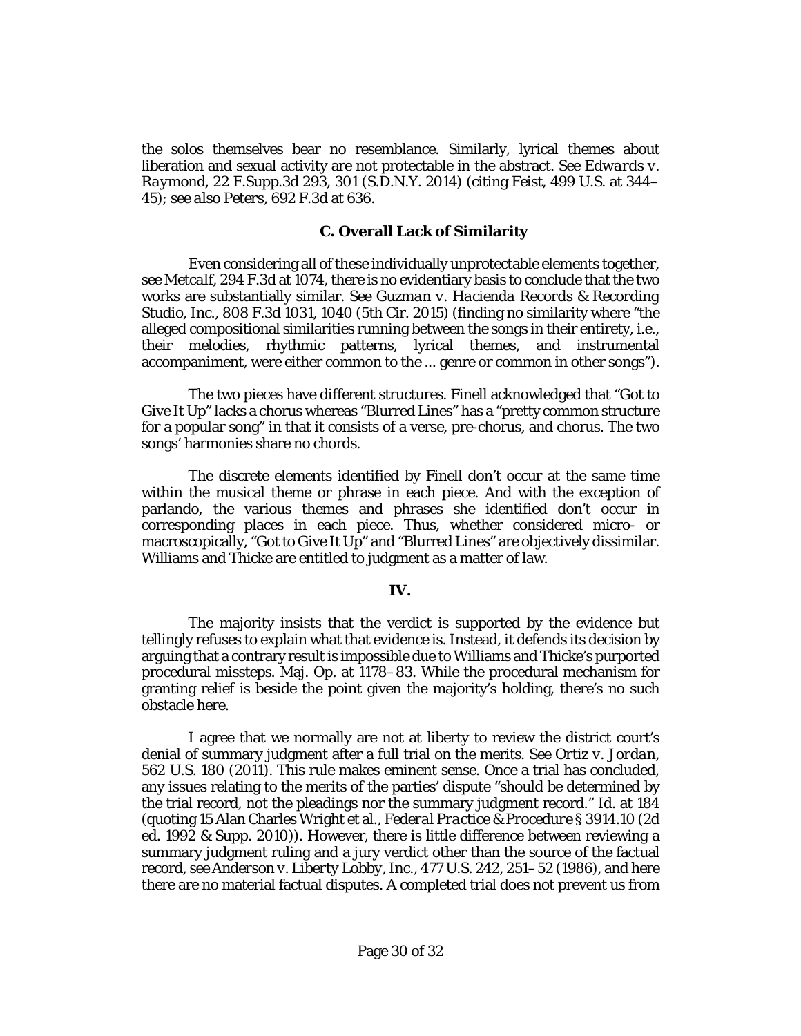the solos themselves bear no resemblance. Similarly, lyrical themes about liberation and sexual activity are not protectable in the abstract. *See Edwards v. Raymond*, 22 F.Supp.3d 293, 301 (S.D.N.Y. 2014) (citing *Feist*, 499 U.S. at 344–45); *see also Peters*, 692 F.3d at 636.

### C. Overall Lack of Similarity

Even considering all of these individually unprotectable elements together, *see Metcalf*, 294 F.3d at 1074, there is no evidentiary basis to conclude that the two works are substantially similar. *See Guzman v. Hacienda Records & Recording Studio, Inc.*, 808 F.3d 1031, 1040 (5th Cir. 2015) (finding no similarity where "the alleged compositional similarities running between the songs in their entirety, i.e., their melodies, rhythmic patterns, lyrical themes, and instrumental accompaniment, were either common to the ... genre or common in other songs").

The two pieces have different structures. Finell acknowledged that "Got to Give It Up" lacks a chorus whereas "Blurred Lines" has a "pretty common structure for a popular song" in that it consists of a verse, pre-chorus, and chorus. The two songs' harmonies share no chords.

The discrete elements identified by Finell don't occur at the same time within the musical theme or phrase in each piece. And with the exception of parlando, the various themes and phrases she identified don't occur in corresponding places in each piece. Thus, whether considered micro- or macroscopically, "Got to Give It Up" and "Blurred Lines" are objectively dissimilar. Williams and Thicke are entitled to judgment as a matter of law.

### IV.

The majority insists that the verdict is supported by the evidence but tellingly refuses to explain what that evidence is. Instead, it defends its decision by arguing that a contrary result is impossible due to Williams and Thicke's purported procedural missteps. Maj. Op. at 1178–83. While the procedural mechanism for granting relief is beside the point given the majority's holding, there's no such obstacle here.

I agree that we normally are not at liberty to review the district court's denial of summary judgment after a full trial on the merits. *See Ortiz v. Jordan*, 562 U.S. 180 (2011). This rule makes eminent sense. Once a trial has concluded, any issues relating to the merits of the parties' dispute "should be determined by the trial record, not the pleadings nor the summary judgment record." *Id.* at 184 (quoting 15 Alan Charles Wright et al., *Federal Practice & Procedure* § 3914.10 (2d ed. 1992 & Supp. 2010)). However, there is little difference between reviewing a summary judgment ruling and a jury verdict other than the source of the factual record, *see Anderson v. Liberty Lobby, Inc.*, 477 U.S. 242, 251–52 (1986), and here there are no material factual disputes. A completed trial does not prevent us from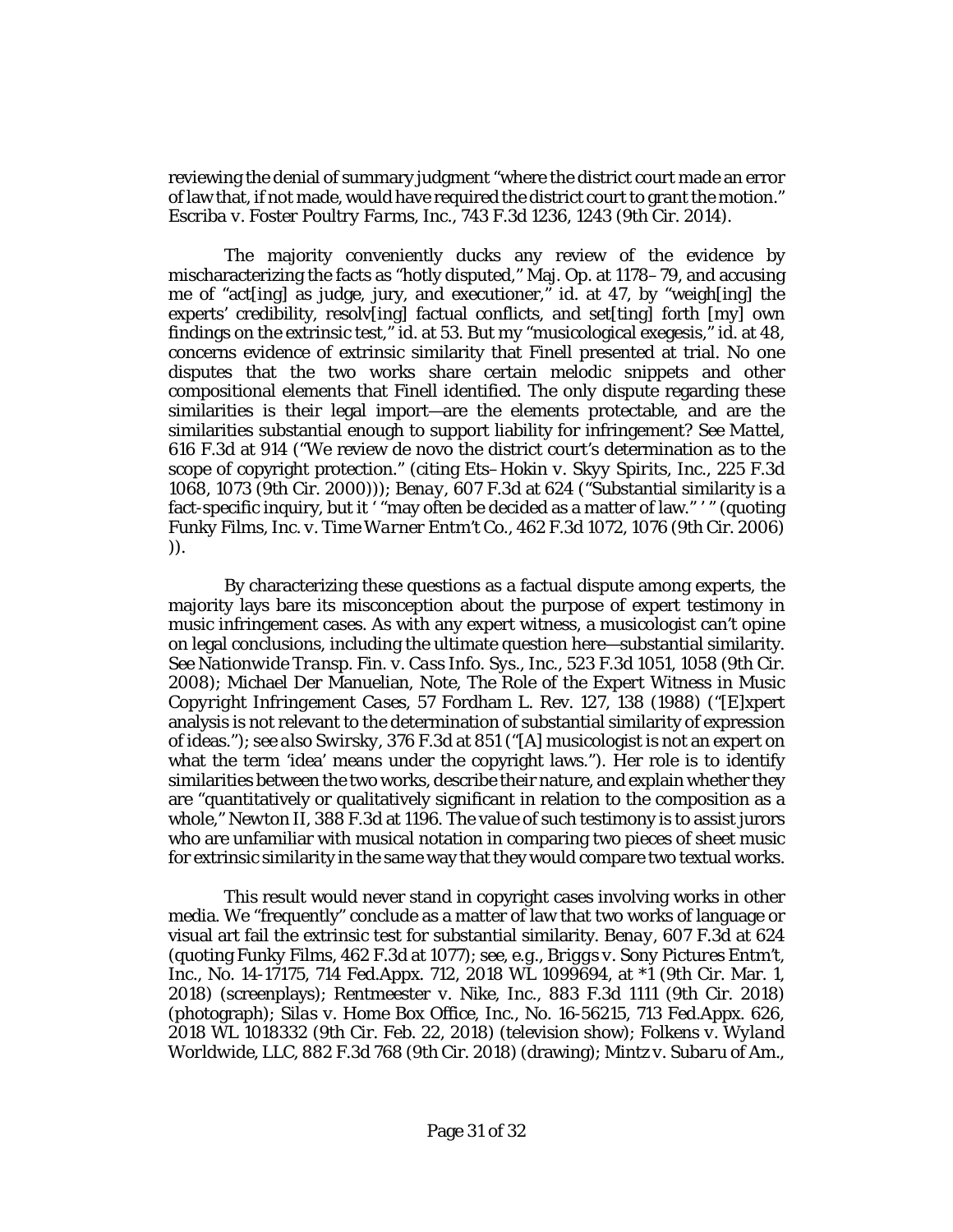reviewing the denial of summary judgment "where the district court made an error of law that, if not made, would have required the district court to grant the motion." *Escriba v. Foster Poultry Farms, Inc.*, 743 F.3d 1236, 1243 (9th Cir. 2014).

The majority conveniently ducks any review of the evidence by mischaracterizing the facts as "hotly disputed," Maj. Op. at 1178–79, and accusing me of "act[ing] as judge, jury, and executioner," *id.* at 47, by "weigh[ing] the experts' credibility, resolv[ing] factual conflicts, and set[ting] forth [my] own findings on the extrinsic test," *id.* at 53. But my "musicological exegesis," *id.* at 48, concerns evidence of extrinsic similarity that Finell presented at trial. No one disputes that the two works share certain melodic snippets and other compositional elements that Finell identified. The only dispute regarding these similarities is their legal import—are the elements protectable, and are the similarities substantial enough to support liability for infringement? *See Mattel*, 616 F.3d at 914 ("We review de novo the district court's determination as to the scope of copyright protection." (citing *Ets–Hokin v. Skyy Spirits, Inc.*, 225 F.3d 1068, 1073 (9th Cir. 2000))); *Benay*, 607 F.3d at 624 ("Substantial similarity is a fact-specific inquiry, but it ' "may often be decided as a matter of law." ' " (quoting *Funky Films, Inc. v. Time Warner Entm't Co.*, 462 F.3d 1072, 1076 (9th Cir. 2006) )).

By characterizing these questions as a factual dispute among experts, the majority lays bare its misconception about the purpose of expert testimony in music infringement cases. As with any expert witness, a musicologist can't opine on legal conclusions, including the ultimate question here—substantial similarity. *See Nationwide Transp. Fin. v. Cass Info. Sys., Inc.*, 523 F.3d 1051, 1058 (9th Cir. 2008); Michael Der Manuelian, Note, *The Role of the Expert Witness in Music Copyright Infringement Cases*, 57 Fordham L. Rev. 127, 138 (1988) ("[E]xpert analysis is not relevant to the determination of substantial similarity of expression of ideas."); *see also Swirsky*, 376 F.3d at 851 ("[A] musicologist is not an expert on what the term 'idea' means under the copyright laws."). Her role is to identify similarities between the two works, describe their nature, and explain whether they are "quantitatively or qualitatively significant in relation to the composition as a whole," *Newton II*, 388 F.3d at 1196. The value of such testimony is to assist jurors who are unfamiliar with musical notation in comparing two pieces of sheet music for extrinsic similarity in the same way that they would compare two textual works.

This result would never stand in copyright cases involving works in other media. We "frequently" conclude as a matter of law that two works of language or visual art fail the extrinsic test for substantial similarity. *Benay*, 607 F.3d at 624 (quoting *Funky Films*, 462 F.3d at 1077); *see, e.g.*, *Briggs v. Sony Pictures Entm't, Inc.*, No. 14-17175, 714 Fed.Appx. 712, 2018 WL 1099694, at \*1 (9th Cir. Mar. 1, 2018) (screenplays); *Rentmeester v. Nike, Inc.*, 883 F.3d 1111 (9th Cir. 2018) (photograph); *Silas v. Home Box Office, Inc.*, No. 16-56215, 713 Fed.Appx. 626, 2018 WL 1018332 (9th Cir. Feb. 22, 2018) (television show); *Folkens v. Wyland Worldwide, LLC*, 882 F.3d 768 (9th Cir. 2018) (drawing); *Mintz v. Subaru of Am.*,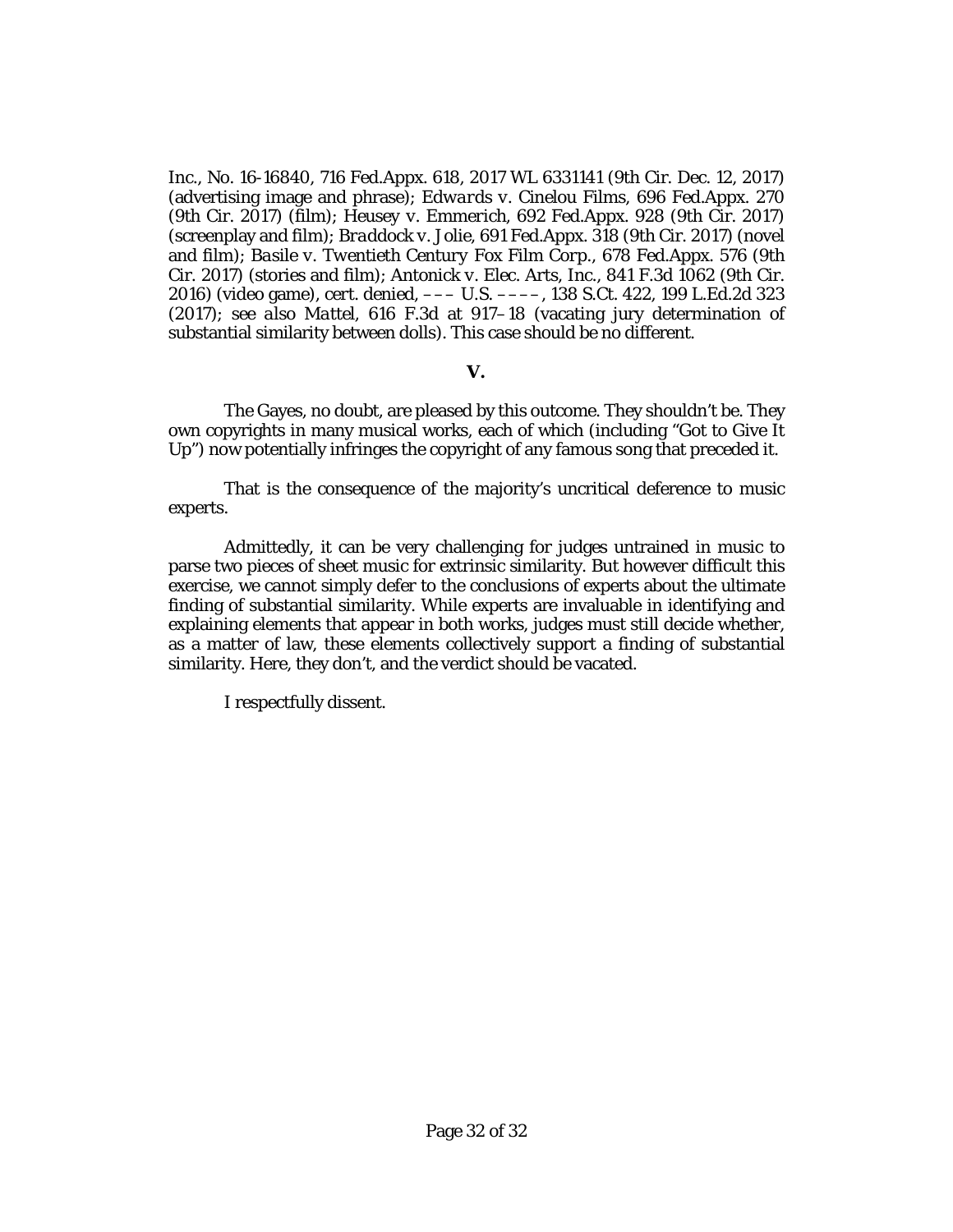Inc., No. 16-16840, 716 Fed.Appx. 618, 2017 WL 6331141 (9th Cir. Dec. 12, 2017) (advertising image and phrase); *Edwards v. Cinelou Films*, 696 Fed.Appx. 270 (9th Cir. 2017) (film); *Heusey v. Emmerich*, 692 Fed.Appx. 928 (9th Cir. 2017) (screenplay and film); *Braddock v. Jolie*, 691 Fed.Appx. 318 (9th Cir. 2017) (novel and film); *Basile v. Twentieth Century Fox Film Corp.*, 678 Fed.Appx. 576 (9th Cir. 2017) (stories and film); *Antonick v. Elec. Arts, Inc.*, 841 F.3d 1062 (9th Cir. 2016) (video game), cert. denied, ––– U.S. ––––, 138 S.Ct. 422, 199 L.Ed.2d 323 (2017); *see also Mattel*, 616 F.3d at 917–18 (vacating jury determination of substantial similarity between dolls). This case should be no different.

## V.

The Gayes, no doubt, are pleased by this outcome. They shouldn't be. They own copyrights in many musical works, each of which (including "Got to Give It Up") now potentially infringes the copyright of any famous song that preceded it.

That is the consequence of the majority's uncritical deference to music experts.

Admittedly, it can be very challenging for judges untrained in music to parse two pieces of sheet music for extrinsic similarity. But however difficult this exercise, we cannot simply defer to the conclusions of experts about the ultimate finding of substantial similarity. While experts are invaluable in identifying and explaining elements that appear in both works, judges must still decide whether, as a matter of law, these elements collectively support a finding of substantial similarity. Here, they don't, and the verdict should be vacated.

I respectfully dissent.